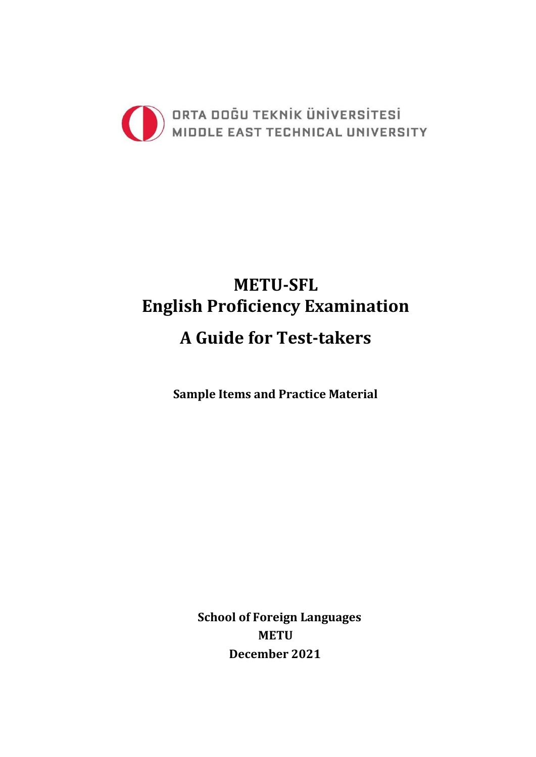ORTA DOĞU TEKNİK ÜNİVERSİTESİ
MIDDLE EAST TECHNICAL UNIVERSITY

# METU-SFL English Proficiency Examination

# A Guide for Test-takers

**Sample Items and Practice Material**

**School of Foreign Languages**
**METU**
**December 2021**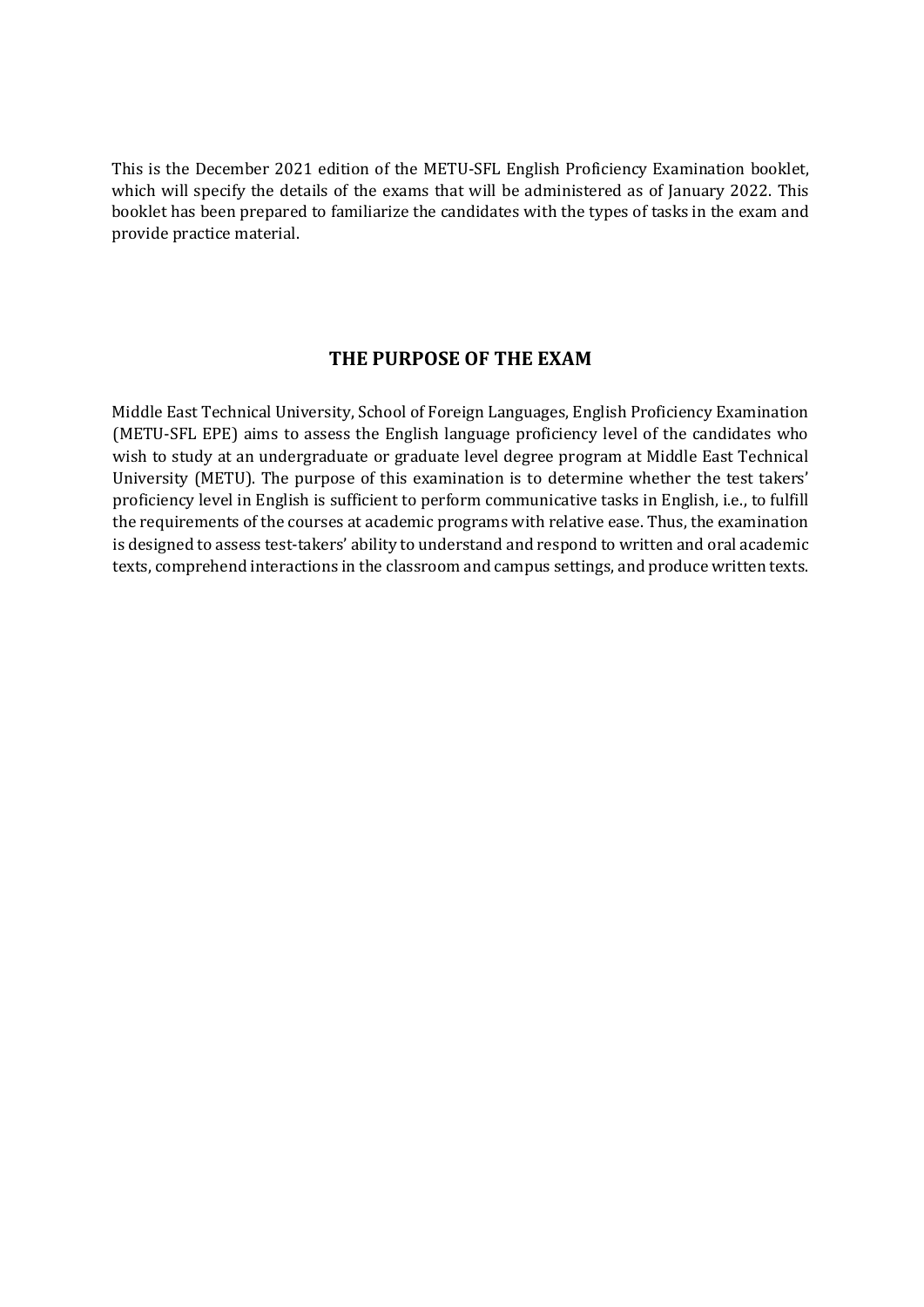This is the December 2021 edition of the METU-SFL English Proficiency Examination booklet, which will specify the details of the exams that will be administered as of January 2022. This booklet has been prepared to familiarize the candidates with the types of tasks in the exam and provide practice material.

## THE PURPOSE OF THE EXAM

Middle East Technical University, School of Foreign Languages, English Proficiency Examination (METU-SFL EPE) aims to assess the English language proficiency level of the candidates who wish to study at an undergraduate or graduate level degree program at Middle East Technical University (METU). The purpose of this examination is to determine whether the test takers' proficiency level in English is sufficient to perform communicative tasks in English, i.e., to fulfill the requirements of the courses at academic programs with relative ease. Thus, the examination is designed to assess test-takers' ability to understand and respond to written and oral academic texts, comprehend interactions in the classroom and campus settings, and produce written texts.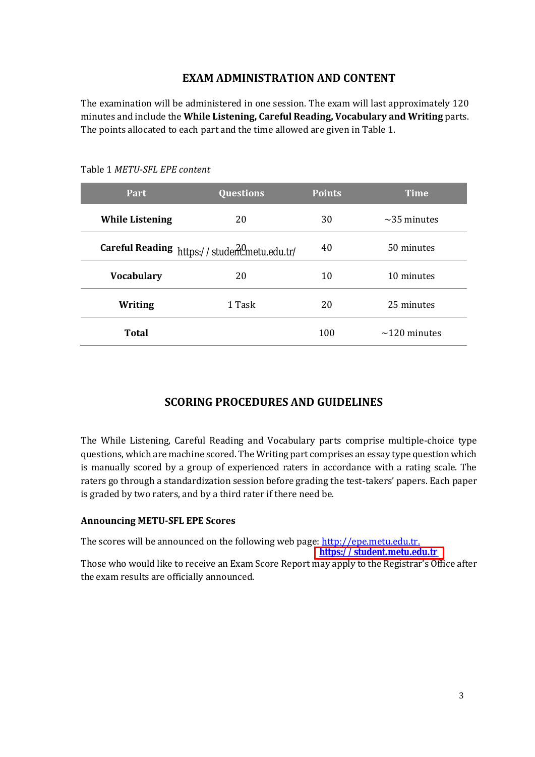## EXAM ADMINISTRATION AND CONTENT

The examination will be administered in one session. The exam will last approximately 120 minutes and include the **While Listening, Careful Reading, Vocabulary and Writing** parts. The points allocated to each part and the time allowed are given in Table 1.

Table 1 *METU-SFL EPE content*

| Part | Questions | Points | Time |
|---|---|---|---|
| **While Listening** | 20 | 30 | ~35 minutes |
| **Careful Reading** | 20 | 40 | 50 minutes |
| **Vocabulary** | 20 | 10 | 10 minutes |
| **Writing** | 1 Task | 20 | 25 minutes |
| **Total** | | 100 | ~120 minutes |

## SCORING PROCEDURES AND GUIDELINES

The While Listening, Careful Reading and Vocabulary parts comprise multiple-choice type questions, which are machine scored. The Writing part comprises an essay type question which is manually scored by a group of experienced raters in accordance with a rating scale. The raters go through a standardization session before grading the test-takers' papers. Each paper is graded by two raters, and by a third rater if there need be.

### Announcing METU-SFL EPE Scores

The scores will be announced on the following web page: http://epe.metu.edu.tr.

https://student.metu.edu.tr

Those who would like to receive an Exam Score Report may apply to the Registrar's Office after the exam results are officially announced.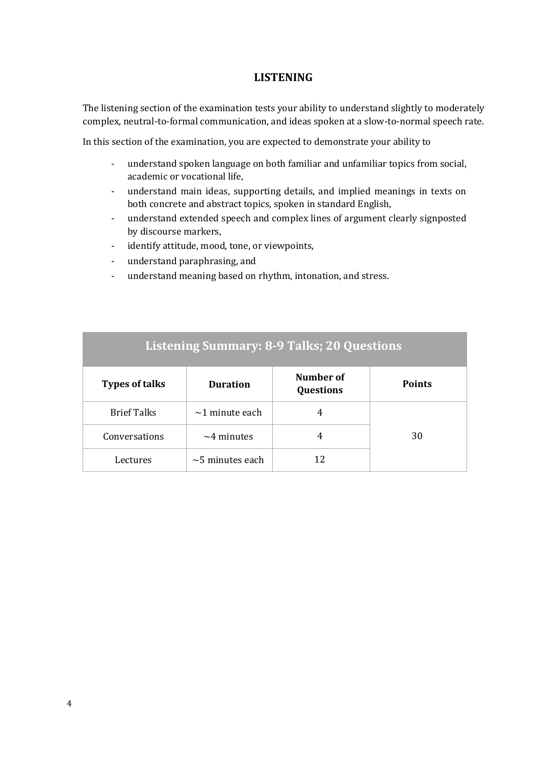## LISTENING

The listening section of the examination tests your ability to understand slightly to moderately complex, neutral-to-formal communication, and ideas spoken at a slow-to-normal speech rate.

In this section of the examination, you are expected to demonstrate your ability to

- understand spoken language on both familiar and unfamiliar topics from social, academic or vocational life,
- understand main ideas, supporting details, and implied meanings in texts on both concrete and abstract topics, spoken in standard English,
- understand extended speech and complex lines of argument clearly signposted by discourse markers,
- identify attitude, mood, tone, or viewpoints,
- understand paraphrasing, and
- understand meaning based on rhythm, intonation, and stress.

| Listening Summary: 8-9 Talks; 20 Questions | | | |
|---|---|---|---|
| **Types of talks** | **Duration** | **Number of Questions** | **Points** |
| Brief Talks | ~1 minute each | 4 | 30 |
| Conversations | ~4 minutes | 4 | |
| Lectures | ~5 minutes each | 12 | |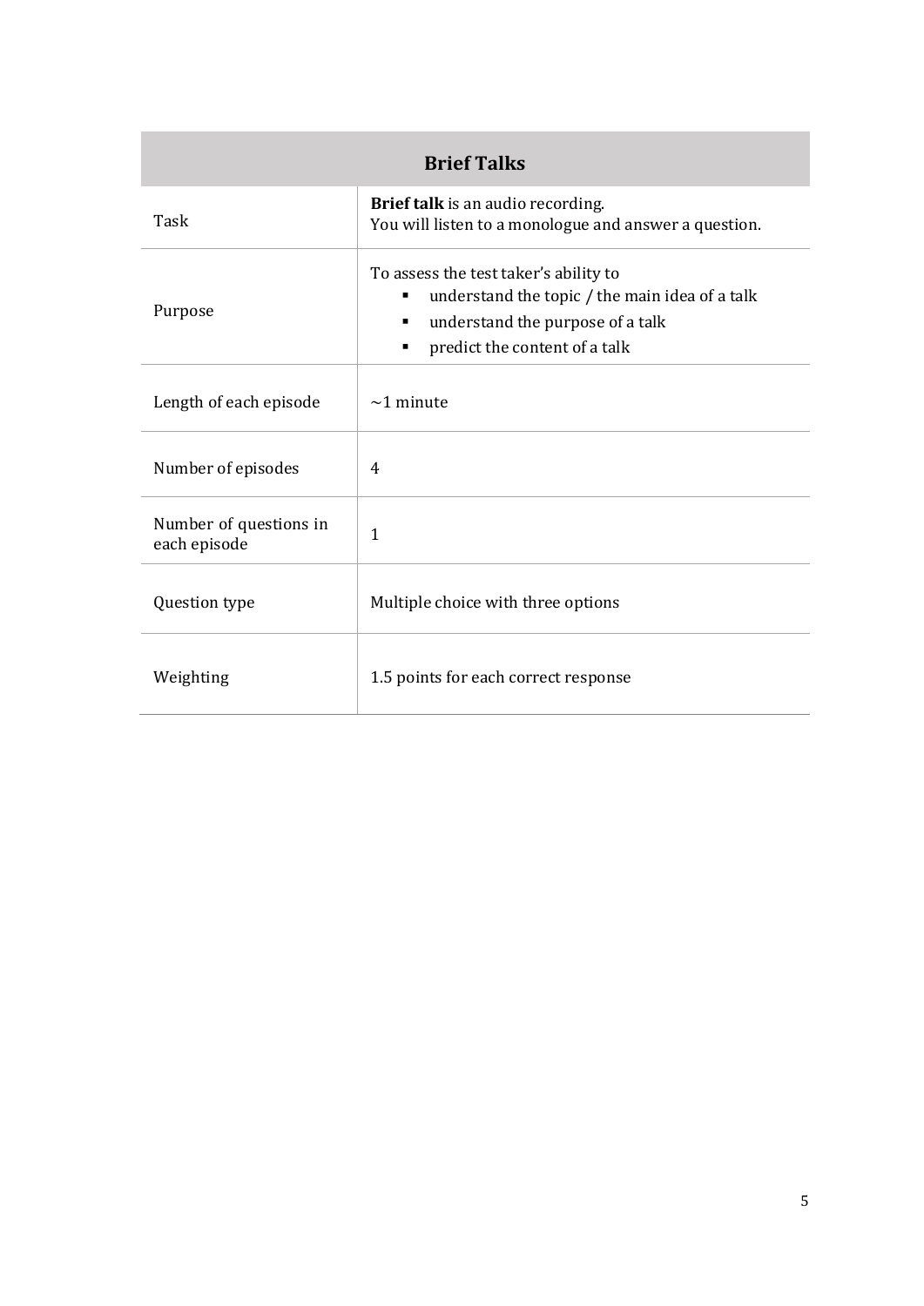| Brief Talks | |
|---|---|
| Task | **Brief talk** is an audio recording.<br>You will listen to a monologue and answer a question. |
| Purpose | To assess the test taker's ability to<br>▪ understand the topic / the main idea of a talk<br>▪ understand the purpose of a talk<br>▪ predict the content of a talk |
| Length of each episode | ~1 minute |
| Number of episodes | 4 |
| Number of questions in each episode | 1 |
| Question type | Multiple choice with three options |
| Weighting | 1.5 points for each correct response |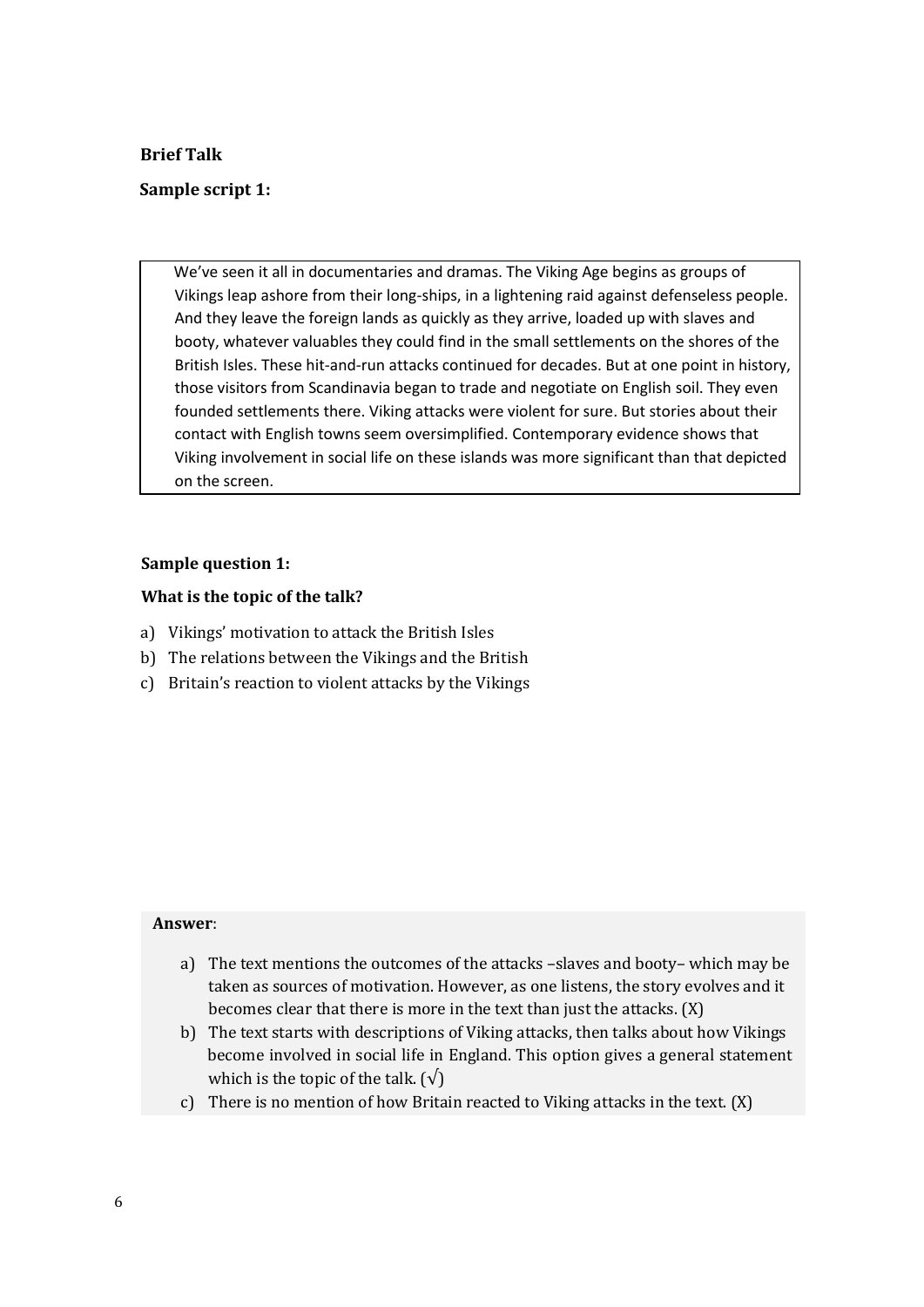**Brief Talk**

**Sample script 1:**

> We've seen it all in documentaries and dramas. The Viking Age begins as groups of Vikings leap ashore from their long-ships, in a lightening raid against defenseless people. And they leave the foreign lands as quickly as they arrive, loaded up with slaves and booty, whatever valuables they could find in the small settlements on the shores of the British Isles. These hit-and-run attacks continued for decades. But at one point in history, those visitors from Scandinavia began to trade and negotiate on English soil. They even founded settlements there. Viking attacks were violent for sure. But stories about their contact with English towns seem oversimplified. Contemporary evidence shows that Viking involvement in social life on these islands was more significant than that depicted on the screen.

**Sample question 1:**

**What is the topic of the talk?**

a) Vikings' motivation to attack the British Isles
b) The relations between the Vikings and the British
c) Britain's reaction to violent attacks by the Vikings

**Answer**:

a) The text mentions the outcomes of the attacks –slaves and booty– which may be taken as sources of motivation. However, as one listens, the story evolves and it becomes clear that there is more in the text than just the attacks. (X)
b) The text starts with descriptions of Viking attacks, then talks about how Vikings become involved in social life in England. This option gives a general statement which is the topic of the talk. (√)
c) There is no mention of how Britain reacted to Viking attacks in the text. (X)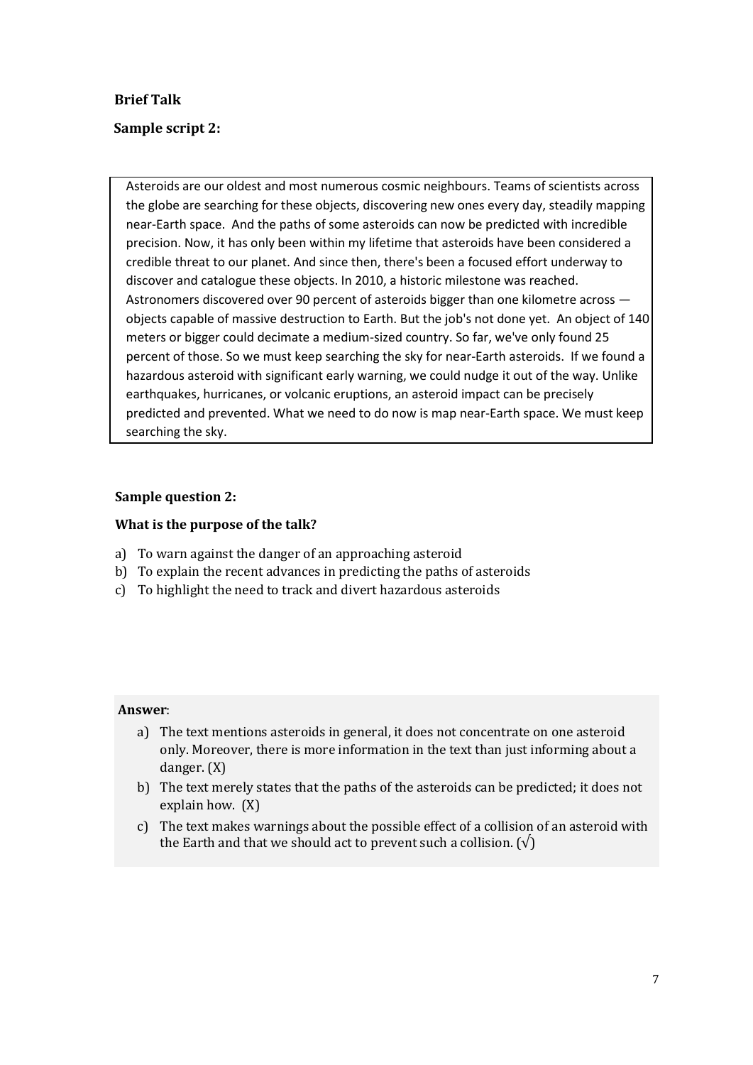**Brief Talk**

**Sample script 2:**

> Asteroids are our oldest and most numerous cosmic neighbours. Teams of scientists across the globe are searching for these objects, discovering new ones every day, steadily mapping near-Earth space. And the paths of some asteroids can now be predicted with incredible precision. Now, it has only been within my lifetime that asteroids have been considered a credible threat to our planet. And since then, there's been a focused effort underway to discover and catalogue these objects. In 2010, a historic milestone was reached. Astronomers discovered over 90 percent of asteroids bigger than one kilometre across — objects capable of massive destruction to Earth. But the job's not done yet. An object of 140 meters or bigger could decimate a medium-sized country. So far, we've only found 25 percent of those. So we must keep searching the sky for near-Earth asteroids. If we found a hazardous asteroid with significant early warning, we could nudge it out of the way. Unlike earthquakes, hurricanes, or volcanic eruptions, an asteroid impact can be precisely predicted and prevented. What we need to do now is map near-Earth space. We must keep searching the sky.

**Sample question 2:**

**What is the purpose of the talk?**

a) To warn against the danger of an approaching asteroid
b) To explain the recent advances in predicting the paths of asteroids
c) To highlight the need to track and divert hazardous asteroids

**Answer**:

a) The text mentions asteroids in general, it does not concentrate on one asteroid only. Moreover, there is more information in the text than just informing about a danger. (X)
b) The text merely states that the paths of the asteroids can be predicted; it does not explain how. (X)
c) The text makes warnings about the possible effect of a collision of an asteroid with the Earth and that we should act to prevent such a collision. (√)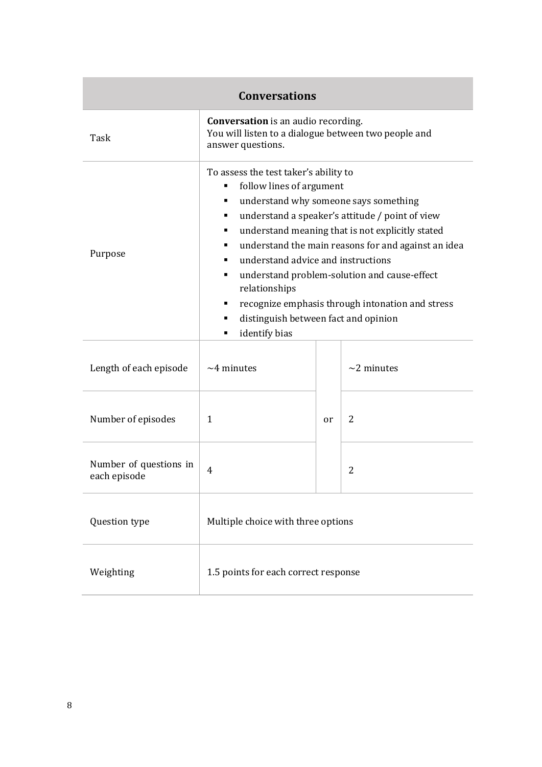| Conversations | | | |
|---|---|---|---|
| Task | **Conversation** is an audio recording.<br>You will listen to a dialogue between two people and answer questions. | | |
| Purpose | To assess the test taker's ability to<br>▪ follow lines of argument<br>▪ understand why someone says something<br>▪ understand a speaker's attitude / point of view<br>▪ understand meaning that is not explicitly stated<br>▪ understand the main reasons for and against an idea<br>▪ understand advice and instructions<br>▪ understand problem-solution and cause-effect relationships<br>▪ recognize emphasis through intonation and stress<br>▪ distinguish between fact and opinion<br>▪ identify bias | | |
| Length of each episode | ~4 minutes | or | ~2 minutes |
| Number of episodes | 1 | | 2 |
| Number of questions in each episode | 4 | | 2 |
| Question type | Multiple choice with three options | | |
| Weighting | 1.5 points for each correct response | | |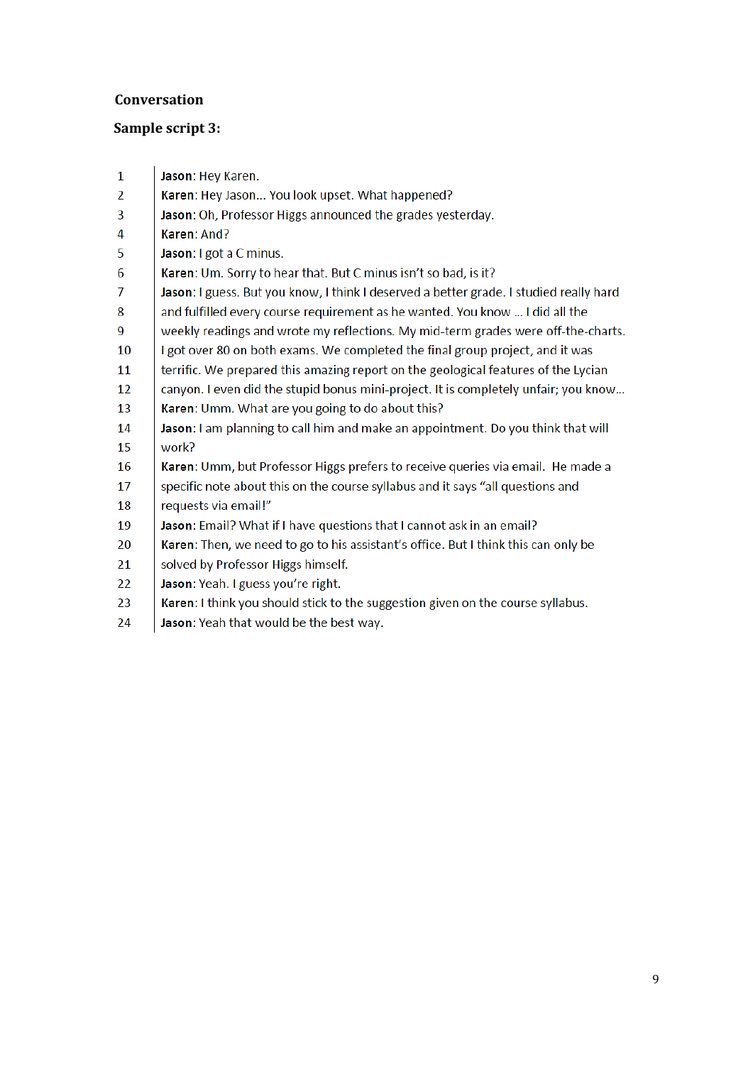**Conversation**

**Sample script 3:**

1 **Jason**: Hey Karen.
2 **Karen**: Hey Jason... You look upset. What happened?
3 **Jason**: Oh, Professor Higgs announced the grades yesterday.
4 **Karen**: And?
5 **Jason**: I got a C minus.
6 **Karen**: Um. Sorry to hear that. But C minus isn't so bad, is it?
7 **Jason**: I guess. But you know, I think I deserved a better grade. I studied really hard
8 and fulfilled every course requirement as he wanted. You know ... I did all the
9 weekly readings and wrote my reflections. My mid-term grades were off-the-charts.
10 I got over 80 on both exams. We completed the final group project, and it was
11 terrific. We prepared this amazing report on the geological features of the Lycian
12 canyon. I even did the stupid bonus mini-project. It is completely unfair; you know...
13 **Karen**: Umm. What are you going to do about this?
14 **Jason**: I am planning to call him and make an appointment. Do you think that will
15 work?
16 **Karen**: Umm, but Professor Higgs prefers to receive queries via email. He made a
17 specific note about this on the course syllabus and it says "all questions and
18 requests via email!"
19 **Jason**: Email? What if I have questions that I cannot ask in an email?
20 **Karen**: Then, we need to go to his assistant's office. But I think this can only be
21 solved by Professor Higgs himself.
22 **Jason**: Yeah. I guess you're right.
23 **Karen**: I think you should stick to the suggestion given on the course syllabus.
24 **Jason**: Yeah that would be the best way.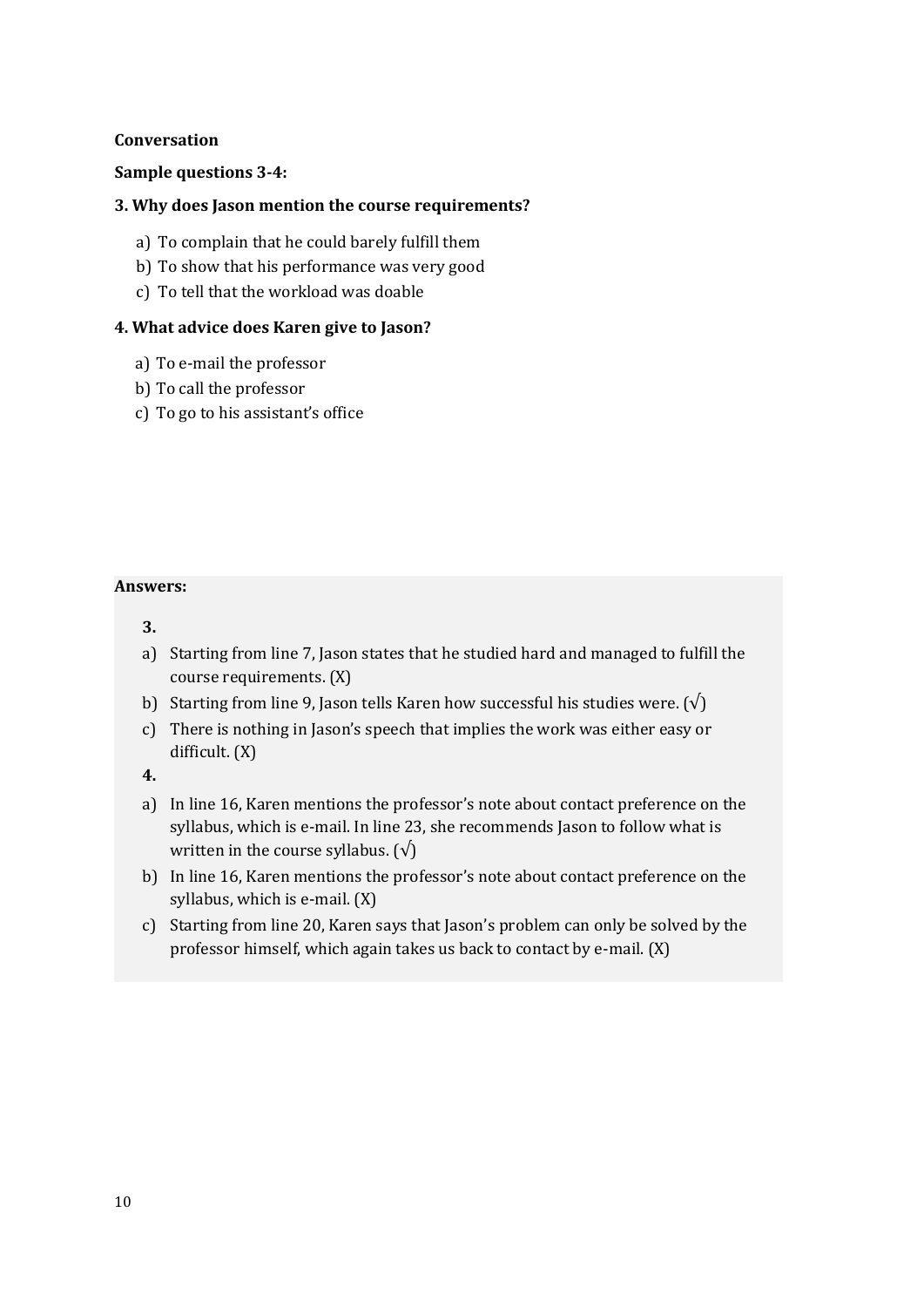**Conversation**

**Sample questions 3-4:**

**3. Why does Jason mention the course requirements?**

a) To complain that he could barely fulfill them
b) To show that his performance was very good
c) To tell that the workload was doable

**4. What advice does Karen give to Jason?**

a) To e-mail the professor
b) To call the professor
c) To go to his assistant's office

**Answers:**

**3.**

a) Starting from line 7, Jason states that he studied hard and managed to fulfill the course requirements. (X)
b) Starting from line 9, Jason tells Karen how successful his studies were. (√)
c) There is nothing in Jason's speech that implies the work was either easy or difficult. (X)

**4.**

a) In line 16, Karen mentions the professor's note about contact preference on the syllabus, which is e-mail. In line 23, she recommends Jason to follow what is written in the course syllabus. (√)
b) In line 16, Karen mentions the professor's note about contact preference on the syllabus, which is e-mail. (X)
c) Starting from line 20, Karen says that Jason's problem can only be solved by the professor himself, which again takes us back to contact by e-mail. (X)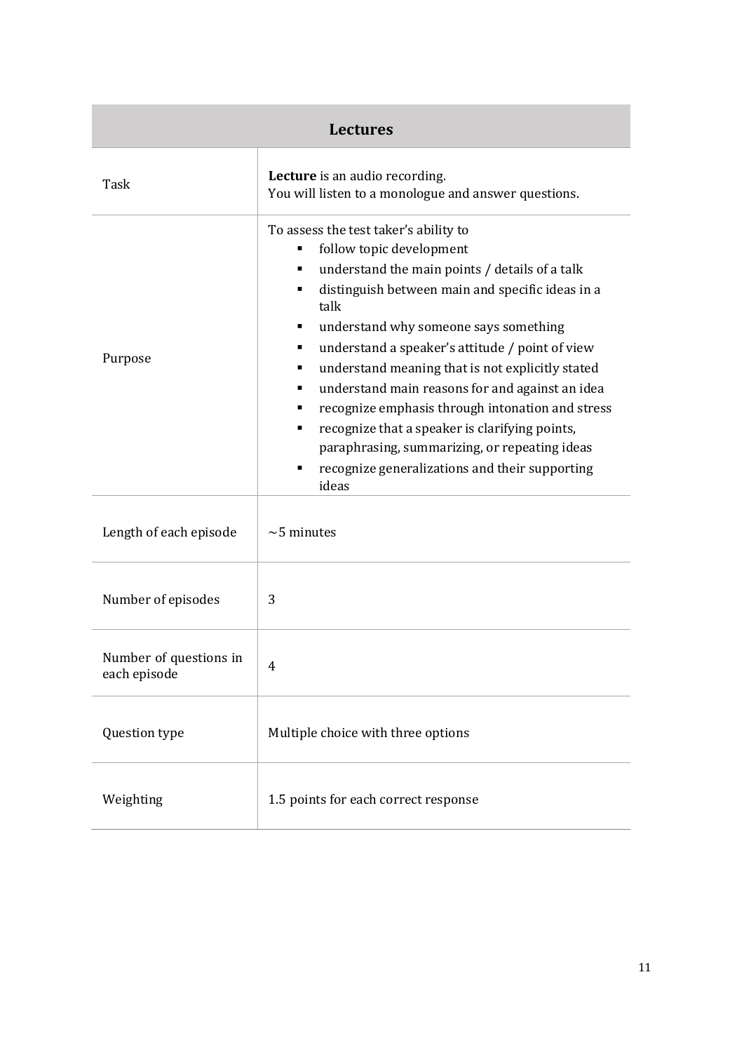| Lectures | |
|---|---|
| Task | **Lecture** is an audio recording.<br>You will listen to a monologue and answer questions. |
| Purpose | To assess the test taker's ability to<br>▪ follow topic development<br>▪ understand the main points / details of a talk<br>▪ distinguish between main and specific ideas in a talk<br>▪ understand why someone says something<br>▪ understand a speaker's attitude / point of view<br>▪ understand meaning that is not explicitly stated<br>▪ understand main reasons for and against an idea<br>▪ recognize emphasis through intonation and stress<br>▪ recognize that a speaker is clarifying points, paraphrasing, summarizing, or repeating ideas<br>▪ recognize generalizations and their supporting ideas |
| Length of each episode | ~5 minutes |
| Number of episodes | 3 |
| Number of questions in each episode | 4 |
| Question type | Multiple choice with three options |
| Weighting | 1.5 points for each correct response |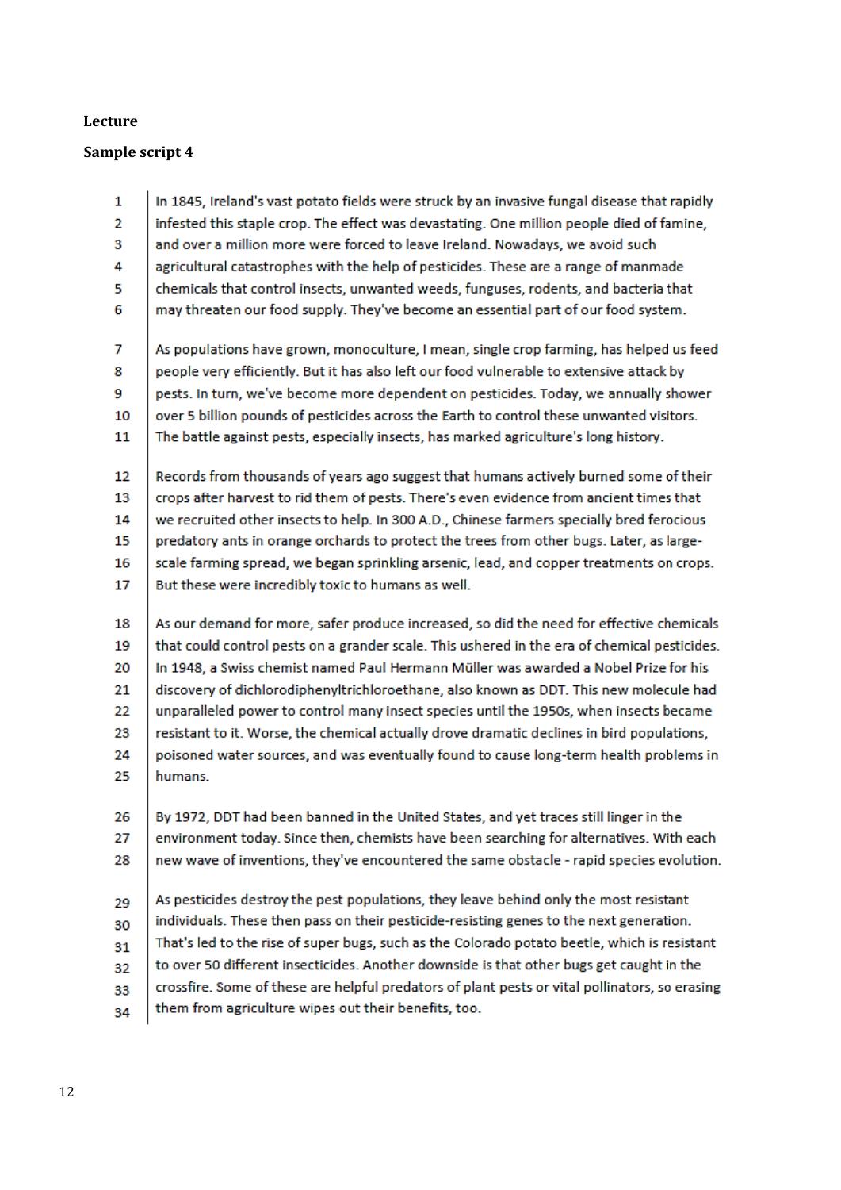**Lecture**

**Sample script 4**

1 In 1845, Ireland's vast potato fields were struck by an invasive fungal disease that rapidly
2 infested this staple crop. The effect was devastating. One million people died of famine,
3 and over a million more were forced to leave Ireland. Nowadays, we avoid such
4 agricultural catastrophes with the help of pesticides. These are a range of manmade
5 chemicals that control insects, unwanted weeds, funguses, rodents, and bacteria that
6 may threaten our food supply. They've become an essential part of our food system.

7 As populations have grown, monoculture, I mean, single crop farming, has helped us feed
8 people very efficiently. But it has also left our food vulnerable to extensive attack by
9 pests. In turn, we've become more dependent on pesticides. Today, we annually shower
10 over 5 billion pounds of pesticides across the Earth to control these unwanted visitors.
11 The battle against pests, especially insects, has marked agriculture's long history.

12 Records from thousands of years ago suggest that humans actively burned some of their
13 crops after harvest to rid them of pests. There's even evidence from ancient times that
14 we recruited other insects to help. In 300 A.D., Chinese farmers specially bred ferocious
15 predatory ants in orange orchards to protect the trees from other bugs. Later, as large-
16 scale farming spread, we began sprinkling arsenic, lead, and copper treatments on crops.
17 But these were incredibly toxic to humans as well.

18 As our demand for more, safer produce increased, so did the need for effective chemicals
19 that could control pests on a grander scale. This ushered in the era of chemical pesticides.
20 In 1948, a Swiss chemist named Paul Hermann Müller was awarded a Nobel Prize for his
21 discovery of dichlorodiphenyltrichloroethane, also known as DDT. This new molecule had
22 unparalleled power to control many insect species until the 1950s, when insects became
23 resistant to it. Worse, the chemical actually drove dramatic declines in bird populations,
24 poisoned water sources, and was eventually found to cause long-term health problems in
25 humans.

26 By 1972, DDT had been banned in the United States, and yet traces still linger in the
27 environment today. Since then, chemists have been searching for alternatives. With each
28 new wave of inventions, they've encountered the same obstacle - rapid species evolution.

29 As pesticides destroy the pest populations, they leave behind only the most resistant
30 individuals. These then pass on their pesticide-resisting genes to the next generation.
31 That's led to the rise of super bugs, such as the Colorado potato beetle, which is resistant
32 to over 50 different insecticides. Another downside is that other bugs get caught in the
33 crossfire. Some of these are helpful predators of plant pests or vital pollinators, so erasing
34 them from agriculture wipes out their benefits, too.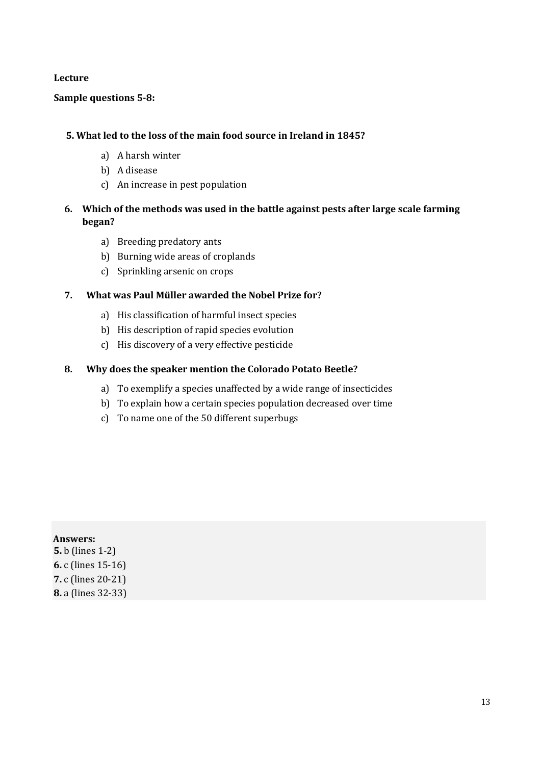**Lecture**

**Sample questions 5-8:**

**5. What led to the loss of the main food source in Ireland in 1845?**

a) A harsh winter
b) A disease
c) An increase in pest population

**6. Which of the methods was used in the battle against pests after large scale farming began?**

a) Breeding predatory ants
b) Burning wide areas of croplands
c) Sprinkling arsenic on crops

**7. What was Paul Müller awarded the Nobel Prize for?**

a) His classification of harmful insect species
b) His description of rapid species evolution
c) His discovery of a very effective pesticide

**8. Why does the speaker mention the Colorado Potato Beetle?**

a) To exemplify a species unaffected by a wide range of insecticides
b) To explain how a certain species population decreased over time
c) To name one of the 50 different superbugs

**Answers:**
**5.** b (lines 1-2)
**6.** c (lines 15-16)
**7.** c (lines 20-21)
**8.** a (lines 32-33)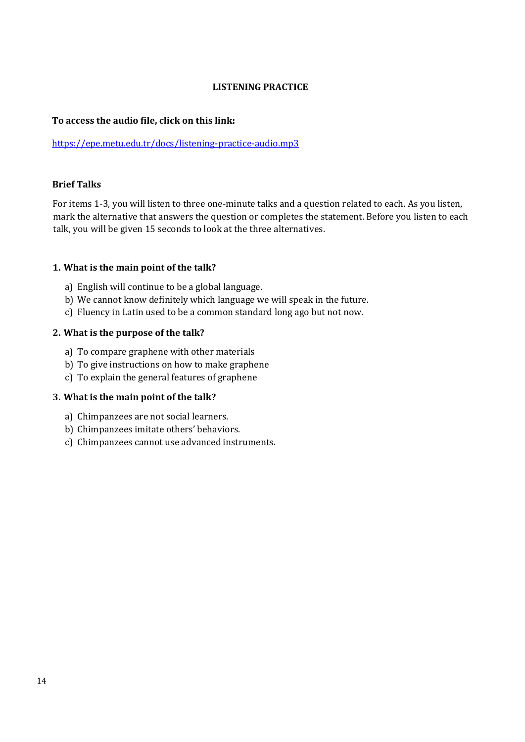# LISTENING PRACTICE

**To access the audio file, click on this link:**

[https://epe.metu.edu.tr/docs/listening-practice-audio.mp3](https://epe.metu.edu.tr/docs/listening-practice-audio.mp3)

## Brief Talks

For items 1-3, you will listen to three one-minute talks and a question related to each. As you listen, mark the alternative that answers the question or completes the statement. Before you listen to each talk, you will be given 15 seconds to look at the three alternatives.

**1. What is the main point of the talk?**

a) English will continue to be a global language.
b) We cannot know definitely which language we will speak in the future.
c) Fluency in Latin used to be a common standard long ago but not now.

**2. What is the purpose of the talk?**

a) To compare graphene with other materials
b) To give instructions on how to make graphene
c) To explain the general features of graphene

**3. What is the main point of the talk?**

a) Chimpanzees are not social learners.
b) Chimpanzees imitate others' behaviors.
c) Chimpanzees cannot use advanced instruments.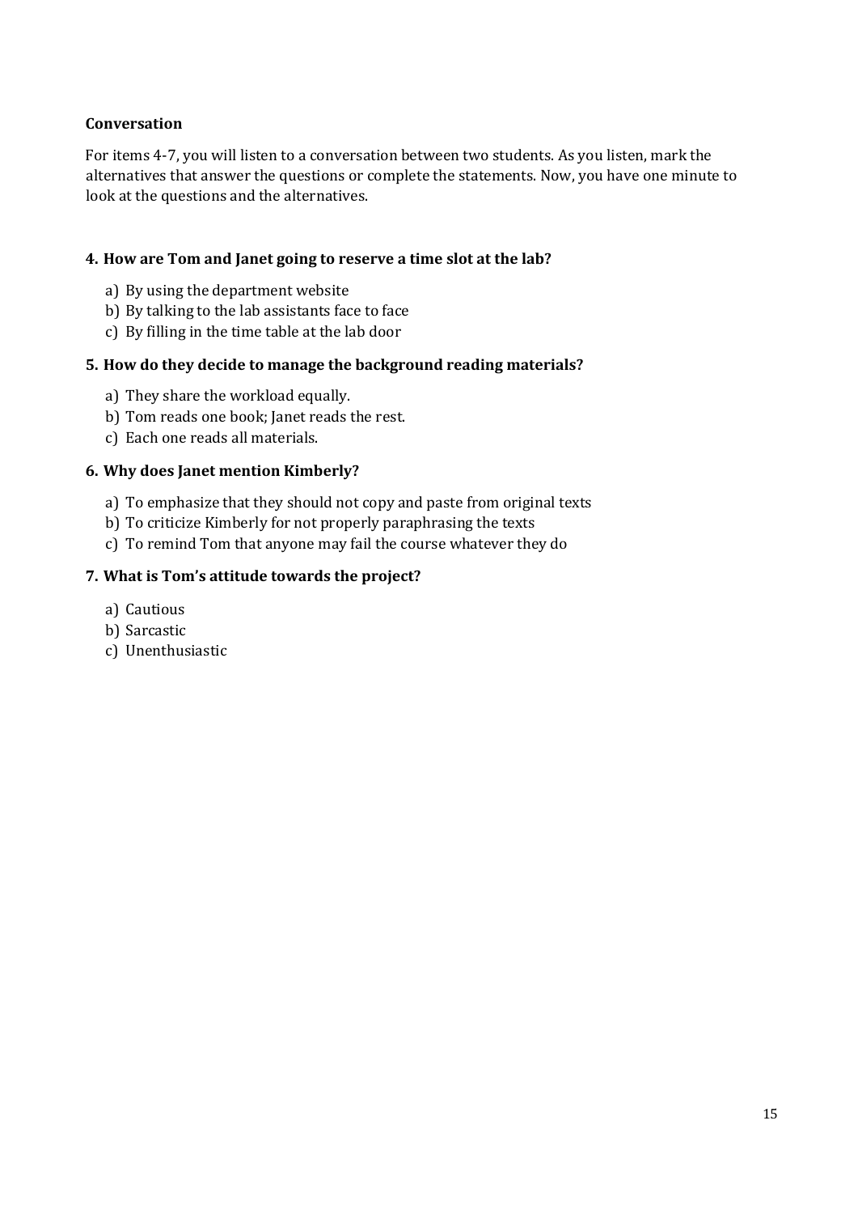**Conversation**

For items 4-7, you will listen to a conversation between two students. As you listen, mark the alternatives that answer the questions or complete the statements. Now, you have one minute to look at the questions and the alternatives.

**4. How are Tom and Janet going to reserve a time slot at the lab?**

a) By using the department website
b) By talking to the lab assistants face to face
c) By filling in the time table at the lab door

**5. How do they decide to manage the background reading materials?**

a) They share the workload equally.
b) Tom reads one book; Janet reads the rest.
c) Each one reads all materials.

**6. Why does Janet mention Kimberly?**

a) To emphasize that they should not copy and paste from original texts
b) To criticize Kimberly for not properly paraphrasing the texts
c) To remind Tom that anyone may fail the course whatever they do

**7. What is Tom's attitude towards the project?**

a) Cautious
b) Sarcastic
c) Unenthusiastic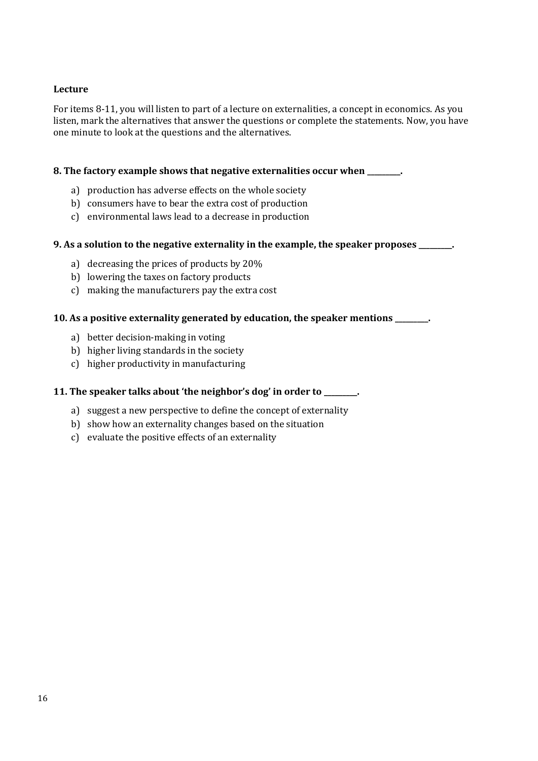**Lecture**

For items 8-11, you will listen to part of a lecture on externalities, a concept in economics. As you listen, mark the alternatives that answer the questions or complete the statements. Now, you have one minute to look at the questions and the alternatives.

**8. The factory example shows that negative externalities occur when _________.**

a) production has adverse effects on the whole society
b) consumers have to bear the extra cost of production
c) environmental laws lead to a decrease in production

**9. As a solution to the negative externality in the example, the speaker proposes _________.**

a) decreasing the prices of products by 20%
b) lowering the taxes on factory products
c) making the manufacturers pay the extra cost

**10. As a positive externality generated by education, the speaker mentions _________.**

a) better decision-making in voting
b) higher living standards in the society
c) higher productivity in manufacturing

**11. The speaker talks about 'the neighbor's dog' in order to _________.**

a) suggest a new perspective to define the concept of externality
b) show how an externality changes based on the situation
c) evaluate the positive effects of an externality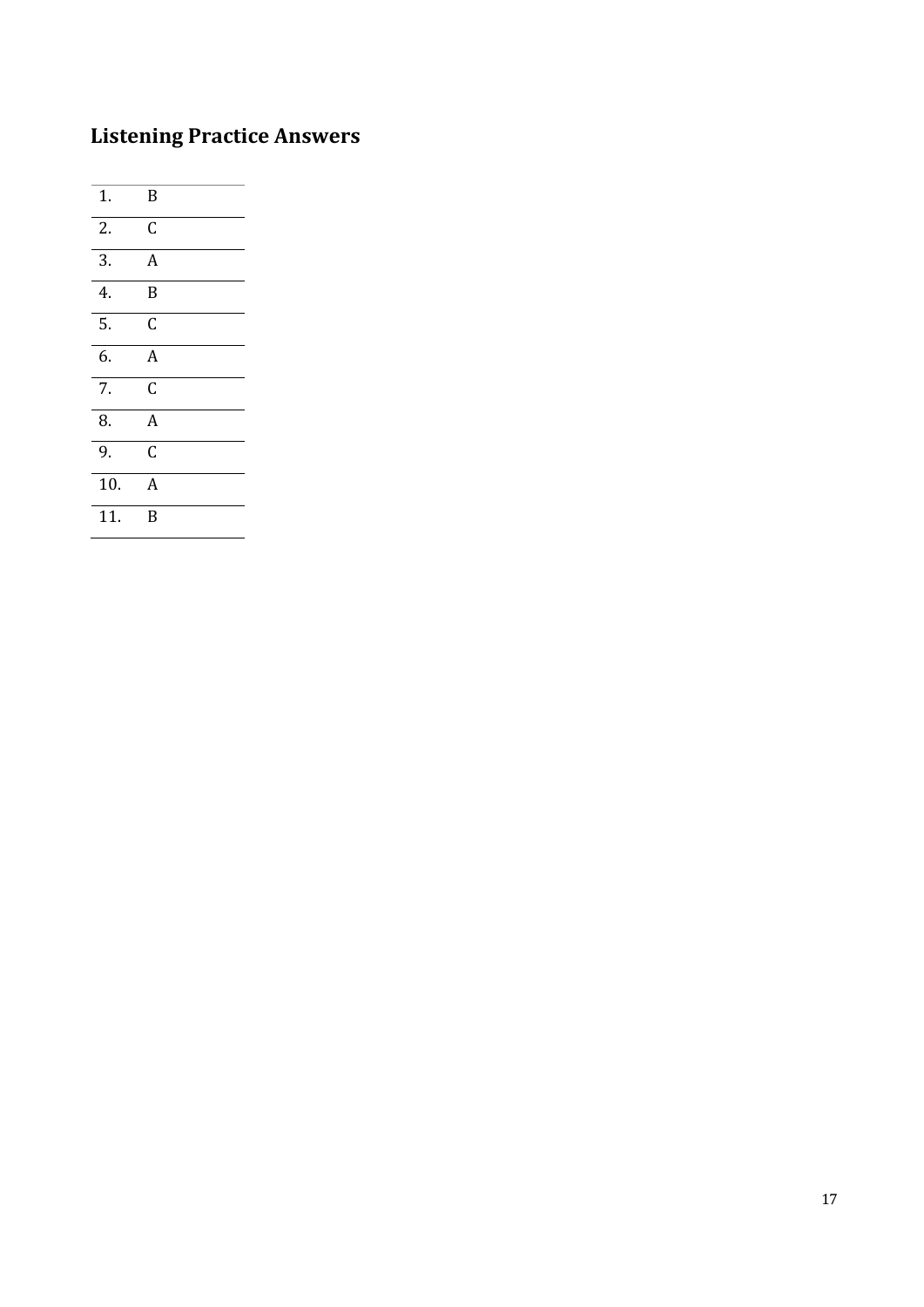## Listening Practice Answers

| | |
|---|---|
| 1. | B |
| 2. | C |
| 3. | A |
| 4. | B |
| 5. | C |
| 6. | A |
| 7. | C |
| 8. | A |
| 9. | C |
| 10. | A |
| 11. | B |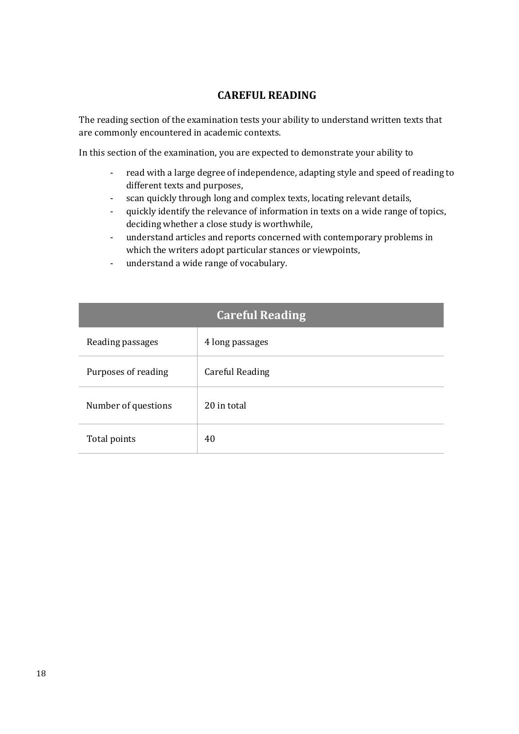## CAREFUL READING

The reading section of the examination tests your ability to understand written texts that are commonly encountered in academic contexts.

In this section of the examination, you are expected to demonstrate your ability to

- read with a large degree of independence, adapting style and speed of reading to different texts and purposes,
- scan quickly through long and complex texts, locating relevant details,
- quickly identify the relevance of information in texts on a wide range of topics, deciding whether a close study is worthwhile,
- understand articles and reports concerned with contemporary problems in which the writers adopt particular stances or viewpoints,
- understand a wide range of vocabulary.

| Careful Reading | |
|---|---|
| Reading passages | 4 long passages |
| Purposes of reading | Careful Reading |
| Number of questions | 20 in total |
| Total points | 40 |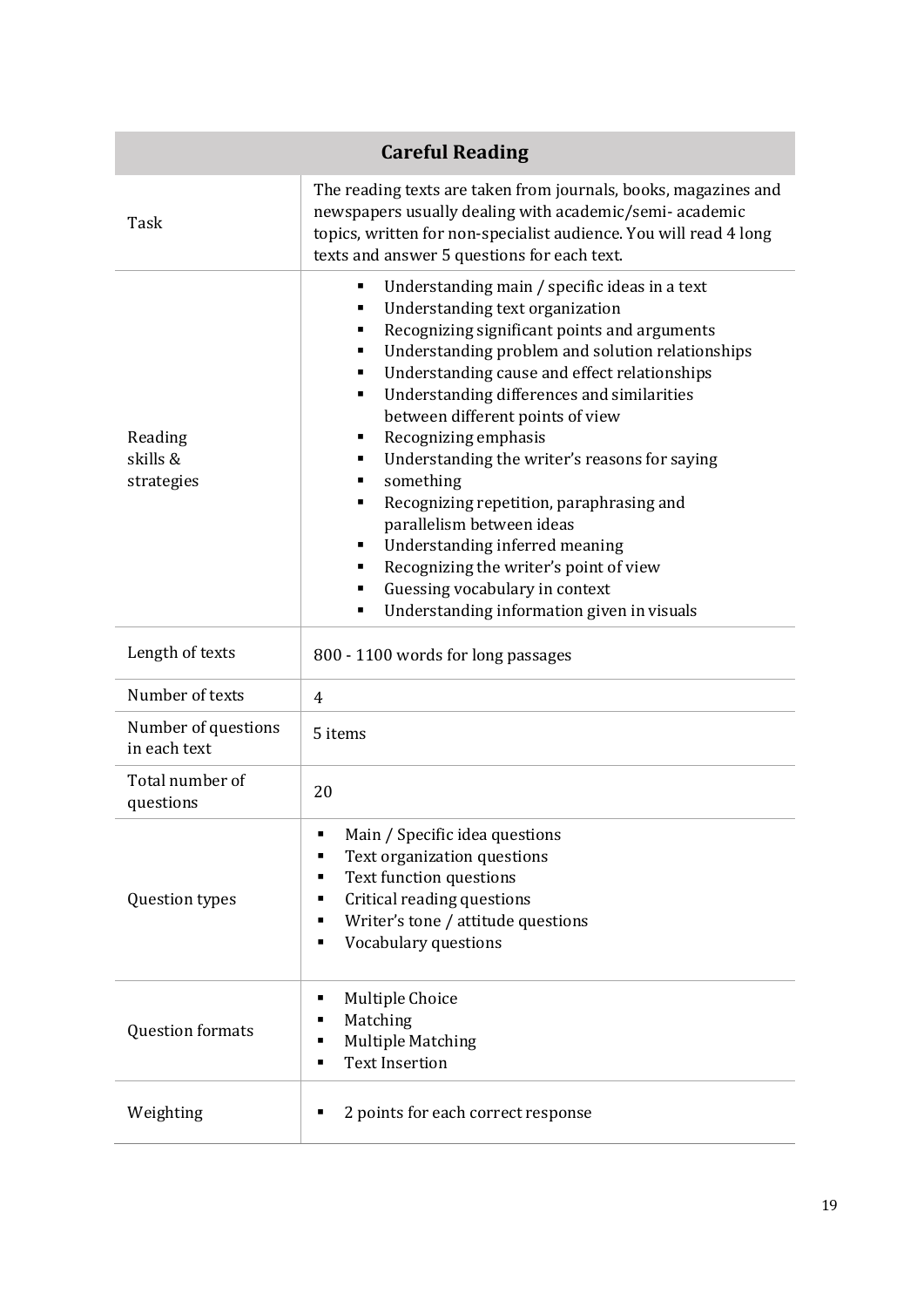| Careful Reading | |
|---|---|
| Task | The reading texts are taken from journals, books, magazines and newspapers usually dealing with academic/semi- academic topics, written for non-specialist audience. You will read 4 long texts and answer 5 questions for each text. |
| Reading skills & strategies | ▪ Understanding main / specific ideas in a text<br>▪ Understanding text organization<br>▪ Recognizing significant points and arguments<br>▪ Understanding problem and solution relationships<br>▪ Understanding cause and effect relationships<br>▪ Understanding differences and similarities between different points of view<br>▪ Recognizing emphasis<br>▪ Understanding the writer's reasons for saying<br>▪ something<br>▪ Recognizing repetition, paraphrasing and parallelism between ideas<br>▪ Understanding inferred meaning<br>▪ Recognizing the writer's point of view<br>▪ Guessing vocabulary in context<br>▪ Understanding information given in visuals |
| Length of texts | 800 - 1100 words for long passages |
| Number of texts | 4 |
| Number of questions in each text | 5 items |
| Total number of questions | 20 |
| Question types | ▪ Main / Specific idea questions<br>▪ Text organization questions<br>▪ Text function questions<br>▪ Critical reading questions<br>▪ Writer's tone / attitude questions<br>▪ Vocabulary questions |
| Question formats | ▪ Multiple Choice<br>▪ Matching<br>▪ Multiple Matching<br>▪ Text Insertion |
| Weighting | ▪ 2 points for each correct response |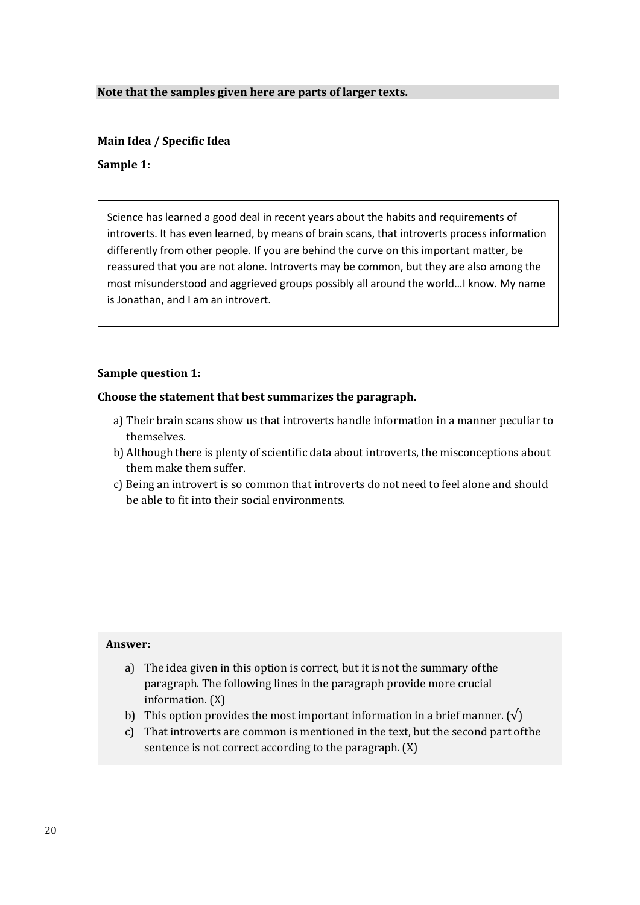**Note that the samples given here are parts of larger texts.**

**Main Idea / Specific Idea**

**Sample 1:**

> Science has learned a good deal in recent years about the habits and requirements of introverts. It has even learned, by means of brain scans, that introverts process information differently from other people. If you are behind the curve on this important matter, be reassured that you are not alone. Introverts may be common, but they are also among the most misunderstood and aggrieved groups possibly all around the world…I know. My name is Jonathan, and I am an introvert.

**Sample question 1:**

**Choose the statement that best summarizes the paragraph.**

a) Their brain scans show us that introverts handle information in a manner peculiar to themselves.
b) Although there is plenty of scientific data about introverts, the misconceptions about them make them suffer.
c) Being an introvert is so common that introverts do not need to feel alone and should be able to fit into their social environments.

**Answer:**

a) The idea given in this option is correct, but it is not the summary of the paragraph. The following lines in the paragraph provide more crucial information. (X)
b) This option provides the most important information in a brief manner. (√)
c) That introverts are common is mentioned in the text, but the second part of the sentence is not correct according to the paragraph. (X)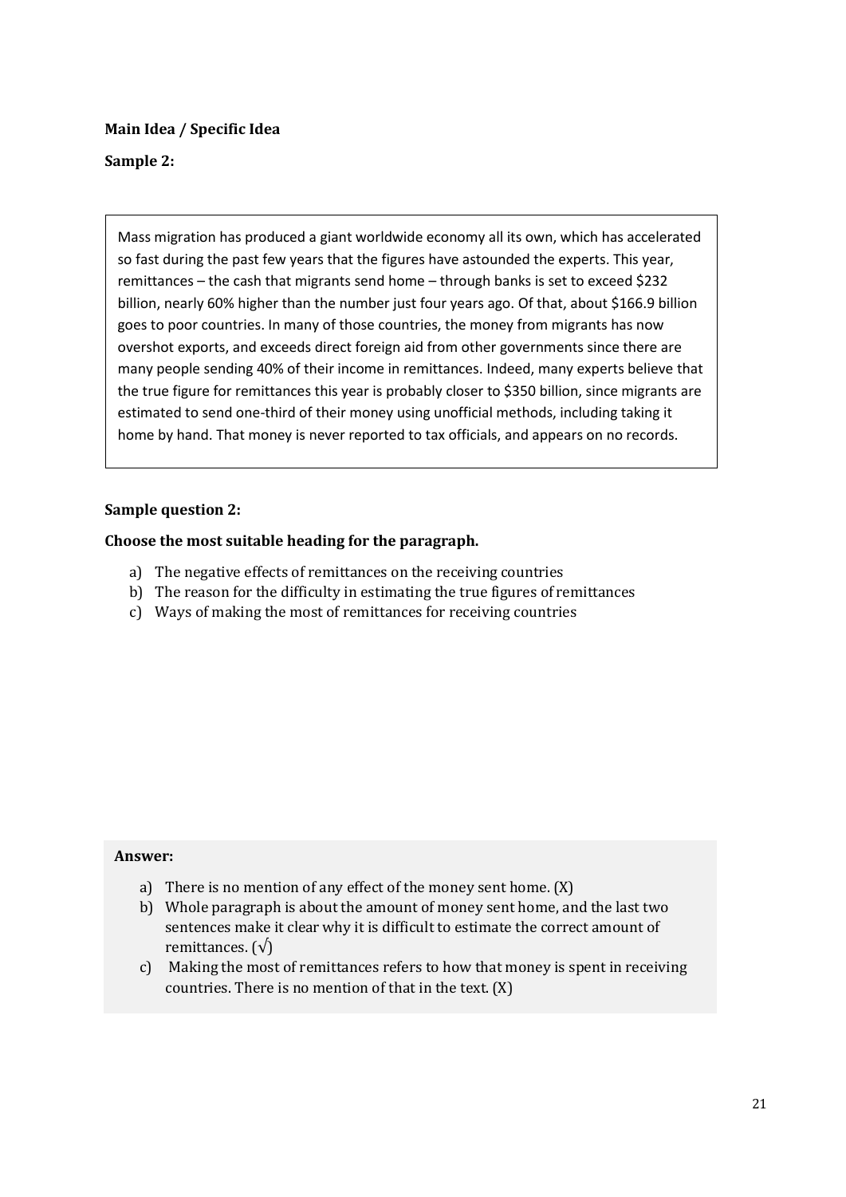**Main Idea / Specific Idea**

**Sample 2:**

Mass migration has produced a giant worldwide economy all its own, which has accelerated so fast during the past few years that the figures have astounded the experts. This year, remittances – the cash that migrants send home – through banks is set to exceed $232 billion, nearly 60% higher than the number just four years ago. Of that, about $166.9 billion goes to poor countries. In many of those countries, the money from migrants has now overshot exports, and exceeds direct foreign aid from other governments since there are many people sending 40% of their income in remittances. Indeed, many experts believe that the true figure for remittances this year is probably closer to $350 billion, since migrants are estimated to send one-third of their money using unofficial methods, including taking it home by hand. That money is never reported to tax officials, and appears on no records.

**Sample question 2:**

**Choose the most suitable heading for the paragraph.**

a) The negative effects of remittances on the receiving countries
b) The reason for the difficulty in estimating the true figures of remittances
c) Ways of making the most of remittances for receiving countries

**Answer:**

a) There is no mention of any effect of the money sent home. (X)
b) Whole paragraph is about the amount of money sent home, and the last two sentences make it clear why it is difficult to estimate the correct amount of remittances. (√)
c) Making the most of remittances refers to how that money is spent in receiving countries. There is no mention of that in the text. (X)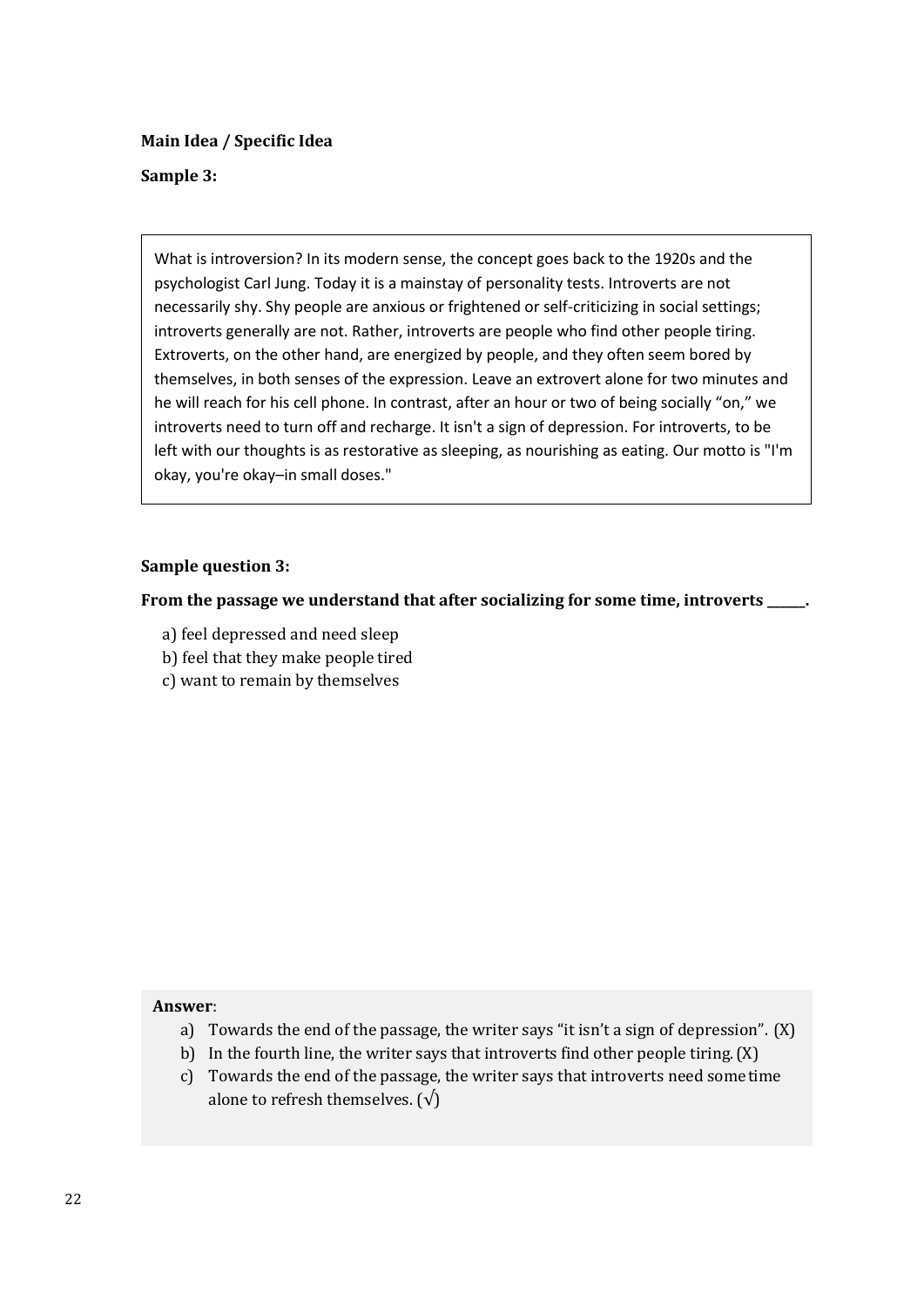**Main Idea / Specific Idea**

**Sample 3:**

> What is introversion? In its modern sense, the concept goes back to the 1920s and the psychologist Carl Jung. Today it is a mainstay of personality tests. Introverts are not necessarily shy. Shy people are anxious or frightened or self-criticizing in social settings; introverts generally are not. Rather, introverts are people who find other people tiring. Extroverts, on the other hand, are energized by people, and they often seem bored by themselves, in both senses of the expression. Leave an extrovert alone for two minutes and he will reach for his cell phone. In contrast, after an hour or two of being socially "on," we introverts need to turn off and recharge. It isn't a sign of depression. For introverts, to be left with our thoughts is as restorative as sleeping, as nourishing as eating. Our motto is "I'm okay, you're okay–in small doses."

**Sample question 3:**

**From the passage we understand that after socializing for some time, introverts _____.**

a) feel depressed and need sleep
b) feel that they make people tired
c) want to remain by themselves

**Answer**:

a) Towards the end of the passage, the writer says "it isn't a sign of depression". (X)
b) In the fourth line, the writer says that introverts find other people tiring. (X)
c) Towards the end of the passage, the writer says that introverts need some time alone to refresh themselves. (√)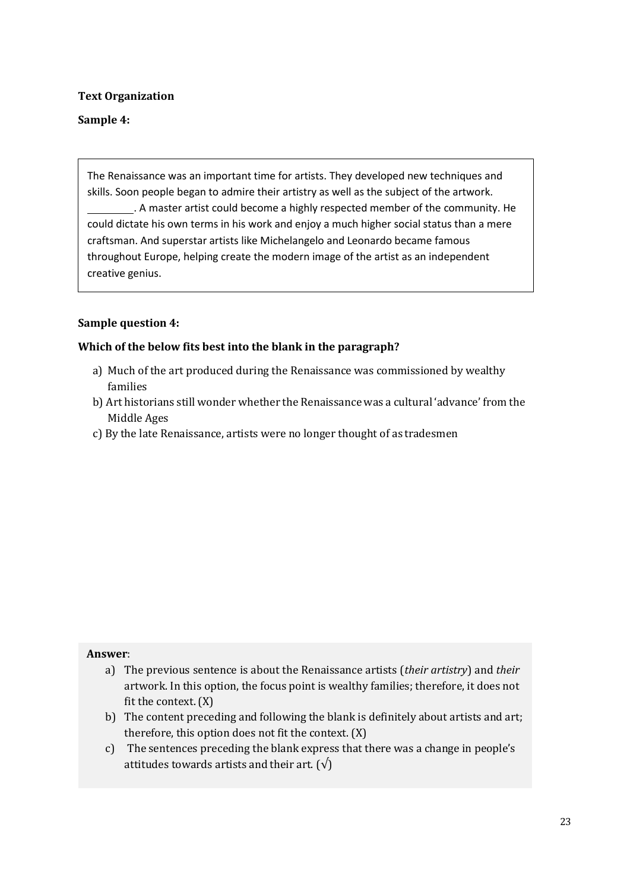**Text Organization**

**Sample 4:**

> The Renaissance was an important time for artists. They developed new techniques and skills. Soon people began to admire their artistry as well as the subject of the artwork. ________. A master artist could become a highly respected member of the community. He could dictate his own terms in his work and enjoy a much higher social status than a mere craftsman. And superstar artists like Michelangelo and Leonardo became famous throughout Europe, helping create the modern image of the artist as an independent creative genius.

**Sample question 4:**

**Which of the below fits best into the blank in the paragraph?**

a) Much of the art produced during the Renaissance was commissioned by wealthy families

b) Art historians still wonder whether the Renaissance was a cultural 'advance' from the Middle Ages

c) By the late Renaissance, artists were no longer thought of as tradesmen

**Answer**:

a) The previous sentence is about the Renaissance artists (*their artistry*) and *their* artwork. In this option, the focus point is wealthy families; therefore, it does not fit the context. (X)

b) The content preceding and following the blank is definitely about artists and art; therefore, this option does not fit the context. (X)

c) The sentences preceding the blank express that there was a change in people's attitudes towards artists and their art. (√)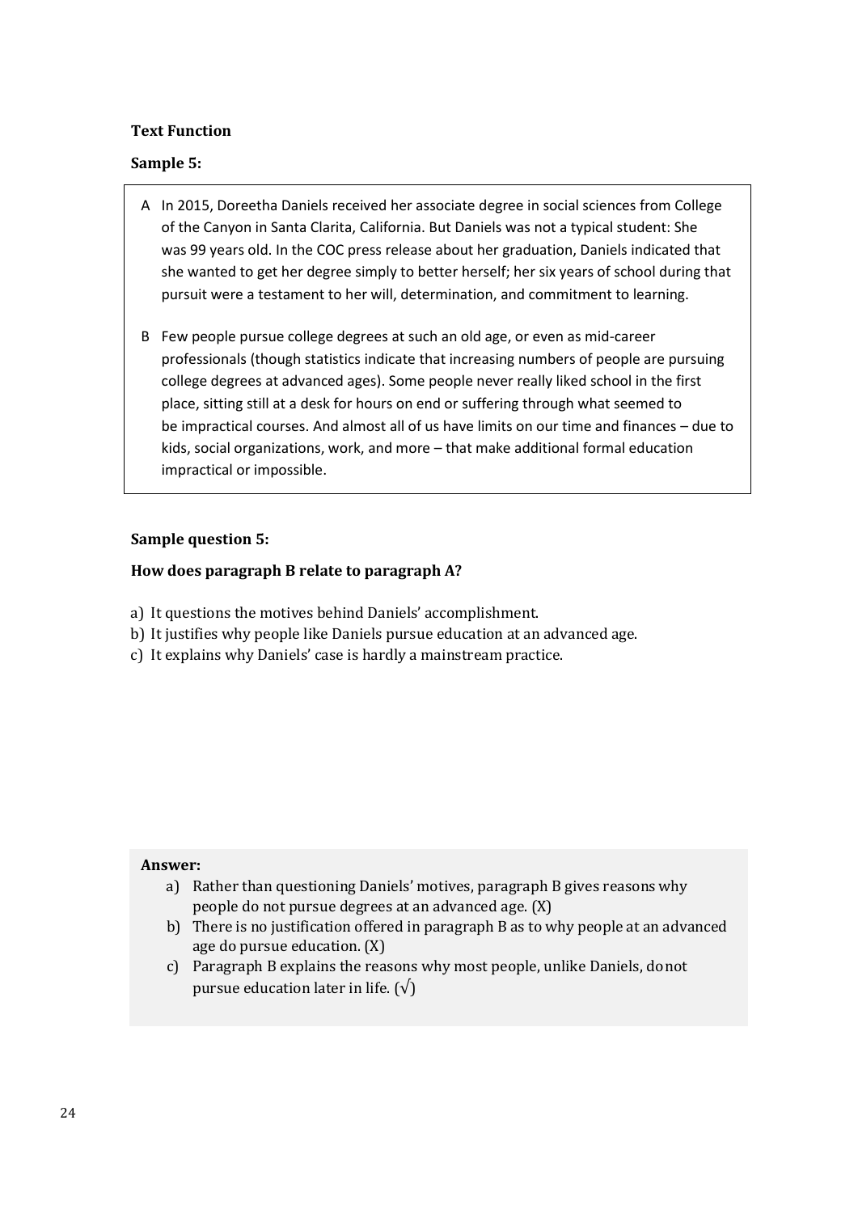**Text Function**

**Sample 5:**

A In 2015, Doreetha Daniels received her associate degree in social sciences from College of the Canyon in Santa Clarita, California. But Daniels was not a typical student: She was 99 years old. In the COC press release about her graduation, Daniels indicated that she wanted to get her degree simply to better herself; her six years of school during that pursuit were a testament to her will, determination, and commitment to learning.

B Few people pursue college degrees at such an old age, or even as mid-career professionals (though statistics indicate that increasing numbers of people are pursuing college degrees at advanced ages). Some people never really liked school in the first place, sitting still at a desk for hours on end or suffering through what seemed to be impractical courses. And almost all of us have limits on our time and finances – due to kids, social organizations, work, and more – that make additional formal education impractical or impossible.

**Sample question 5:**

**How does paragraph B relate to paragraph A?**

a) It questions the motives behind Daniels' accomplishment.
b) It justifies why people like Daniels pursue education at an advanced age.
c) It explains why Daniels' case is hardly a mainstream practice.

**Answer:**

a) Rather than questioning Daniels' motives, paragraph B gives reasons why people do not pursue degrees at an advanced age. (X)
b) There is no justification offered in paragraph B as to why people at an advanced age do pursue education. (X)
c) Paragraph B explains the reasons why most people, unlike Daniels, do not pursue education later in life. (√)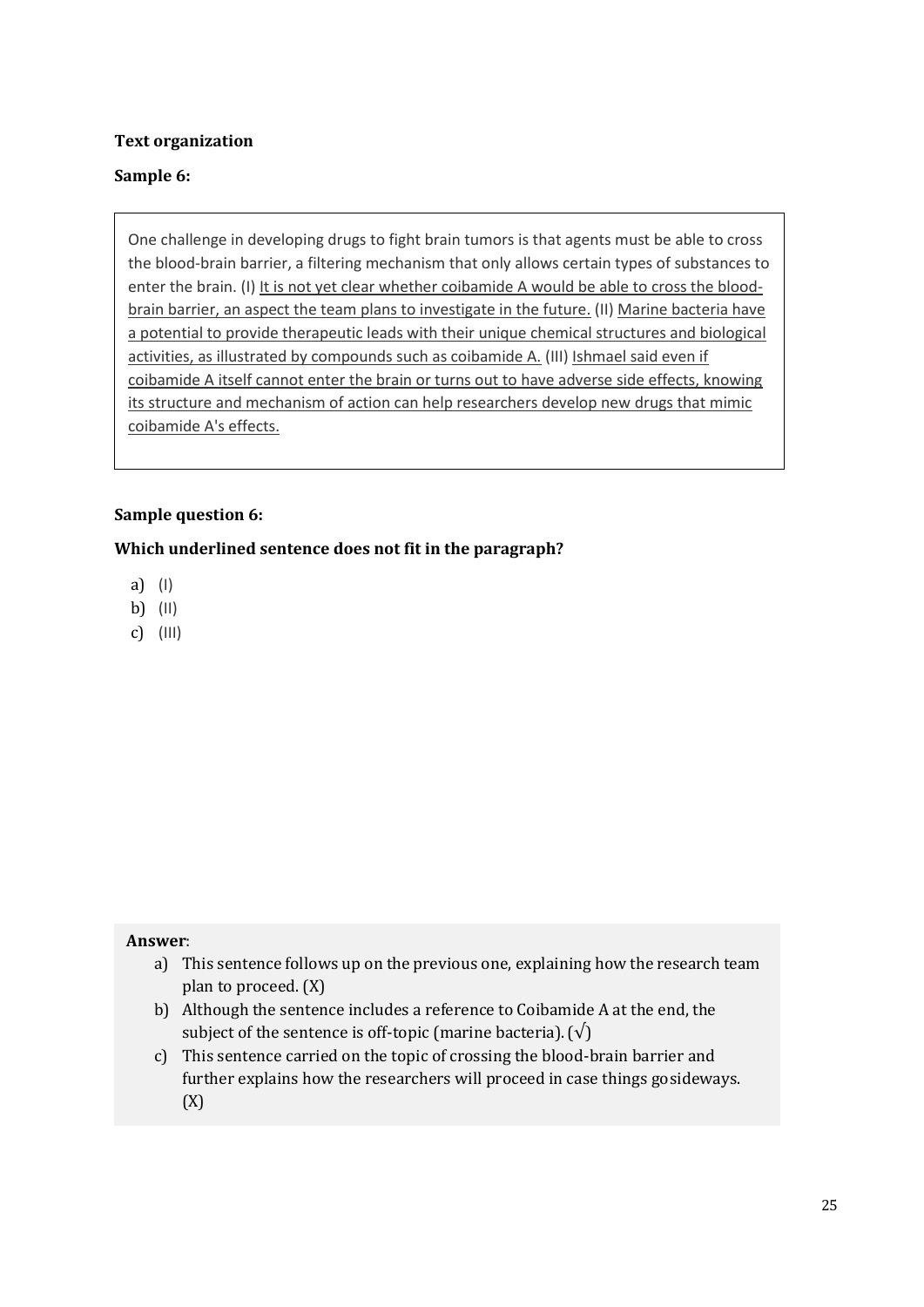**Text organization**

**Sample 6:**

One challenge in developing drugs to fight brain tumors is that agents must be able to cross the blood-brain barrier, a filtering mechanism that only allows certain types of substances to enter the brain. (I) <u>It is not yet clear whether coibamide A would be able to cross the blood-brain barrier, an aspect the team plans to investigate in the future.</u> (II) <u>Marine bacteria have a potential to provide therapeutic leads with their unique chemical structures and biological activities, as illustrated by compounds such as coibamide A.</u> (III) <u>Ishmael said even if coibamide A itself cannot enter the brain or turns out to have adverse side effects, knowing its structure and mechanism of action can help researchers develop new drugs that mimic coibamide A's effects.</u>

**Sample question 6:**

**Which underlined sentence does not fit in the paragraph?**

a) (I)
b) (II)
c) (III)

**Answer**:

a) This sentence follows up on the previous one, explaining how the research team plan to proceed. (X)
b) Although the sentence includes a reference to Coibamide A at the end, the subject of the sentence is off-topic (marine bacteria). (√)
c) This sentence carried on the topic of crossing the blood-brain barrier and further explains how the researchers will proceed in case things gosideways. (X)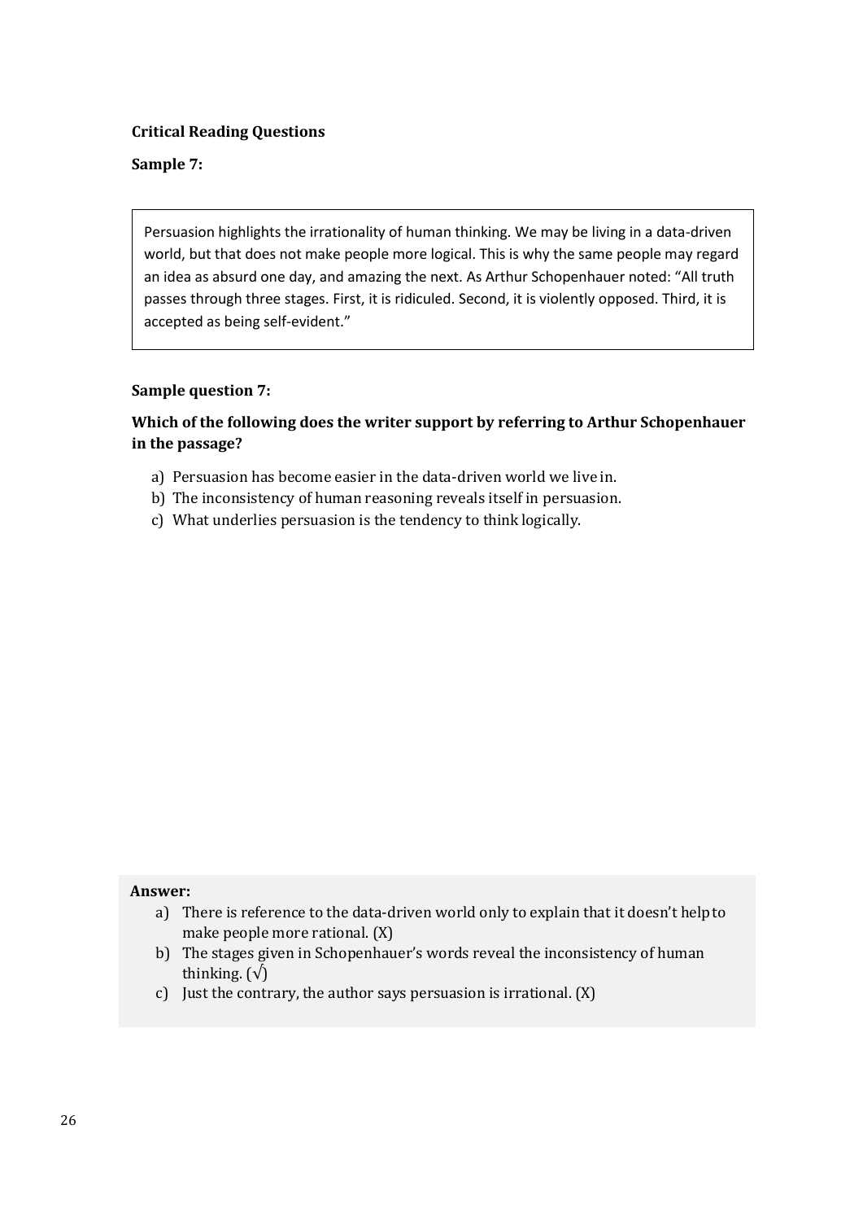**Critical Reading Questions**

**Sample 7:**

> Persuasion highlights the irrationality of human thinking. We may be living in a data-driven world, but that does not make people more logical. This is why the same people may regard an idea as absurd one day, and amazing the next. As Arthur Schopenhauer noted: "All truth passes through three stages. First, it is ridiculed. Second, it is violently opposed. Third, it is accepted as being self-evident."

**Sample question 7:**

**Which of the following does the writer support by referring to Arthur Schopenhauer in the passage?**

a) Persuasion has become easier in the data-driven world we live in.
b) The inconsistency of human reasoning reveals itself in persuasion.
c) What underlies persuasion is the tendency to think logically.

**Answer:**

a) There is reference to the data-driven world only to explain that it doesn't help to make people more rational. (X)
b) The stages given in Schopenhauer's words reveal the inconsistency of human thinking. (√)
c) Just the contrary, the author says persuasion is irrational. (X)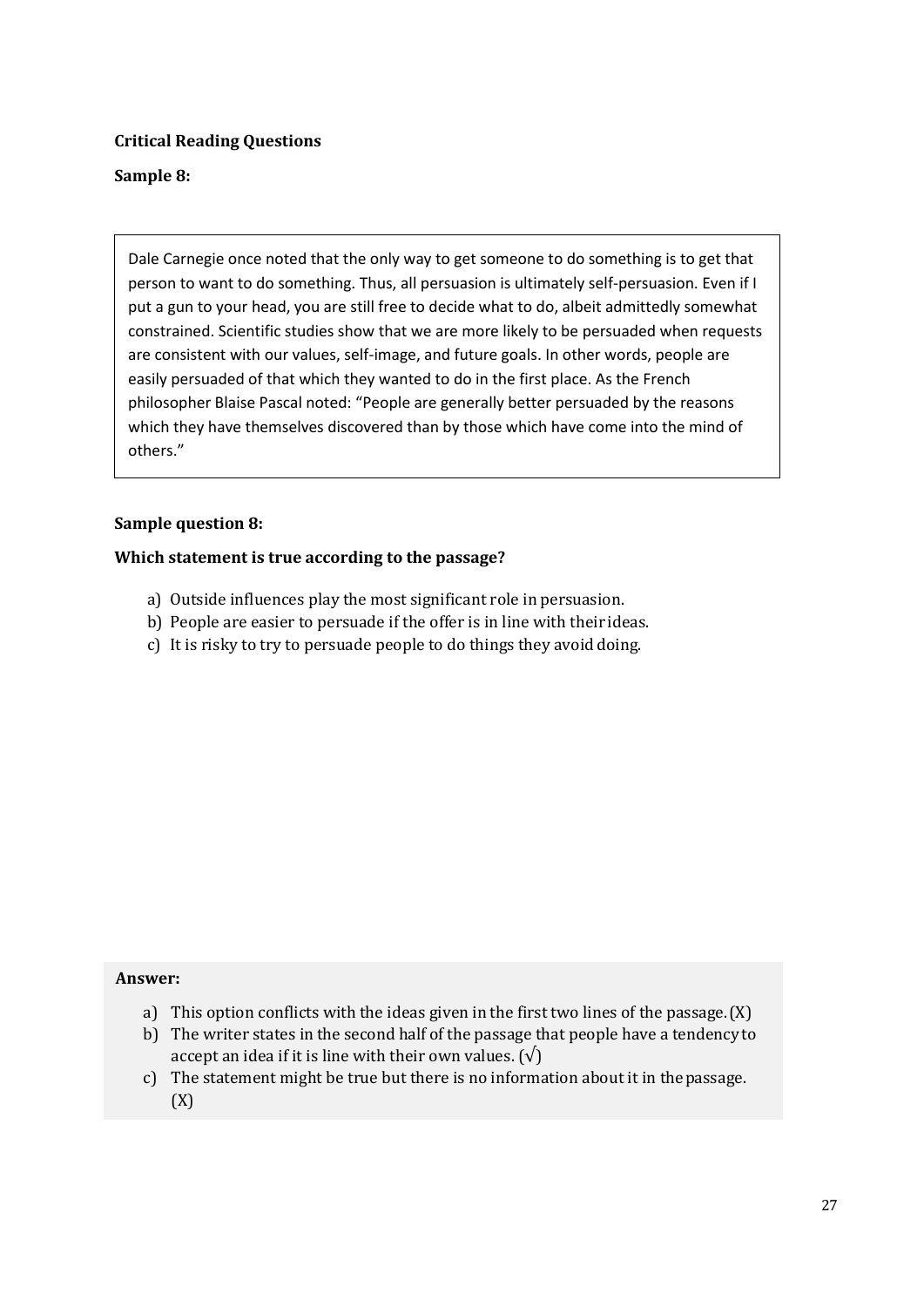**Critical Reading Questions**

**Sample 8:**

> Dale Carnegie once noted that the only way to get someone to do something is to get that person to want to do something. Thus, all persuasion is ultimately self-persuasion. Even if I put a gun to your head, you are still free to decide what to do, albeit admittedly somewhat constrained. Scientific studies show that we are more likely to be persuaded when requests are consistent with our values, self-image, and future goals. In other words, people are easily persuaded of that which they wanted to do in the first place. As the French philosopher Blaise Pascal noted: "People are generally better persuaded by the reasons which they have themselves discovered than by those which have come into the mind of others."

**Sample question 8:**

**Which statement is true according to the passage?**

a) Outside influences play the most significant role in persuasion.
b) People are easier to persuade if the offer is in line with their ideas.
c) It is risky to try to persuade people to do things they avoid doing.

**Answer:**

a) This option conflicts with the ideas given in the first two lines of the passage. (X)
b) The writer states in the second half of the passage that people have a tendency to accept an idea if it is line with their own values. (√)
c) The statement might be true but there is no information about it in the passage. (X)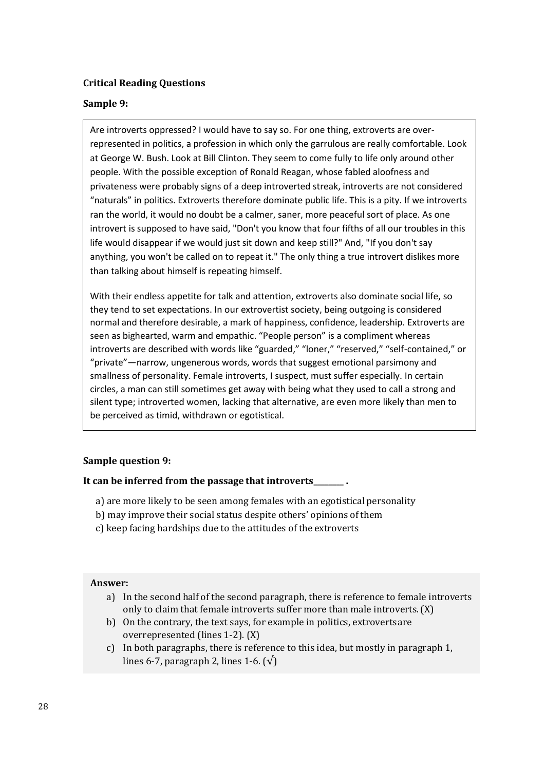**Critical Reading Questions**

**Sample 9:**

Are introverts oppressed? I would have to say so. For one thing, extroverts are over-represented in politics, a profession in which only the garrulous are really comfortable. Look at George W. Bush. Look at Bill Clinton. They seem to come fully to life only around other people. With the possible exception of Ronald Reagan, whose fabled aloofness and privateness were probably signs of a deep introverted streak, introverts are not considered "naturals" in politics. Extroverts therefore dominate public life. This is a pity. If we introverts ran the world, it would no doubt be a calmer, saner, more peaceful sort of place. As one introvert is supposed to have said, "Don't you know that four fifths of all our troubles in this life would disappear if we would just sit down and keep still?" And, "If you don't say anything, you won't be called on to repeat it." The only thing a true introvert dislikes more than talking about himself is repeating himself.

With their endless appetite for talk and attention, extroverts also dominate social life, so they tend to set expectations. In our extrovertist society, being outgoing is considered normal and therefore desirable, a mark of happiness, confidence, leadership. Extroverts are seen as bighearted, warm and empathic. "People person" is a compliment whereas introverts are described with words like "guarded," "loner," "reserved," "self-contained," or "private"—narrow, ungenerous words, words that suggest emotional parsimony and smallness of personality. Female introverts, I suspect, must suffer especially. In certain circles, a man can still sometimes get away with being what they used to call a strong and silent type; introverted women, lacking that alternative, are even more likely than men to be perceived as timid, withdrawn or egotistical.

**Sample question 9:**

**It can be inferred from the passage that introverts_______ .**

a) are more likely to be seen among females with an egotistical personality
b) may improve their social status despite others' opinions of them
c) keep facing hardships due to the attitudes of the extroverts

**Answer:**

a) In the second half of the second paragraph, there is reference to female introverts only to claim that female introverts suffer more than male introverts. (X)
b) On the contrary, the text says, for example in politics, extroverts are overrepresented (lines 1-2). (X)
c) In both paragraphs, there is reference to this idea, but mostly in paragraph 1, lines 6-7, paragraph 2, lines 1-6. (√)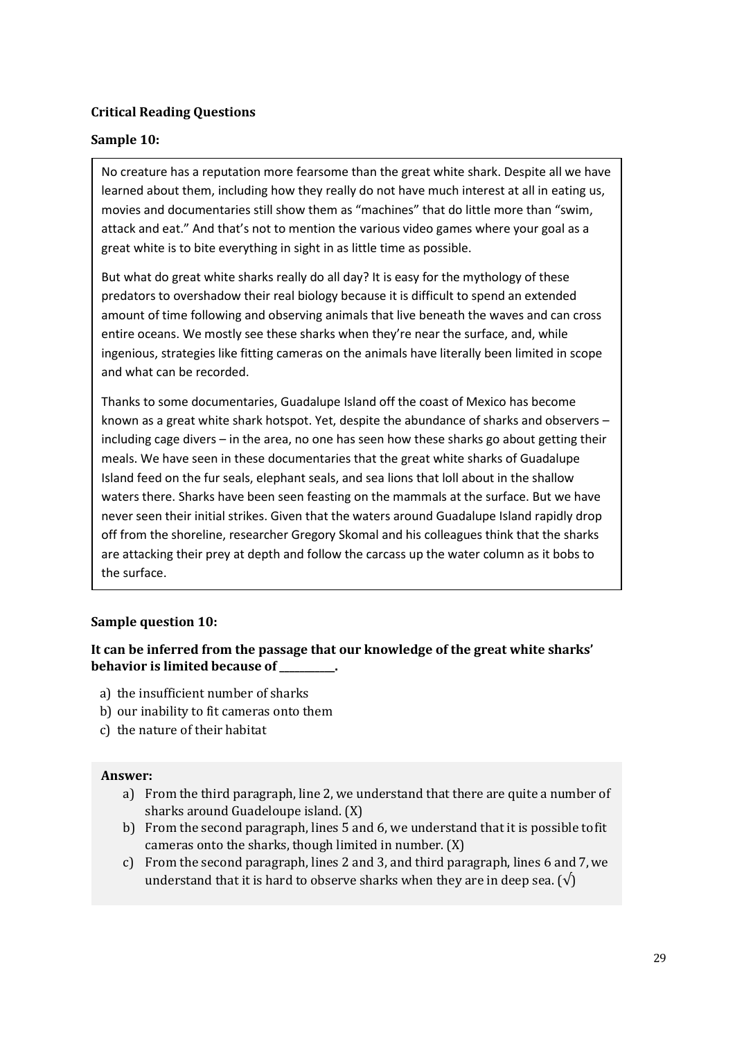**Critical Reading Questions**

**Sample 10:**

No creature has a reputation more fearsome than the great white shark. Despite all we have learned about them, including how they really do not have much interest at all in eating us, movies and documentaries still show them as "machines" that do little more than "swim, attack and eat." And that's not to mention the various video games where your goal as a great white is to bite everything in sight in as little time as possible.

But what do great white sharks really do all day? It is easy for the mythology of these predators to overshadow their real biology because it is difficult to spend an extended amount of time following and observing animals that live beneath the waves and can cross entire oceans. We mostly see these sharks when they're near the surface, and, while ingenious, strategies like fitting cameras on the animals have literally been limited in scope and what can be recorded.

Thanks to some documentaries, Guadalupe Island off the coast of Mexico has become known as a great white shark hotspot. Yet, despite the abundance of sharks and observers – including cage divers – in the area, no one has seen how these sharks go about getting their meals. We have seen in these documentaries that the great white sharks of Guadalupe Island feed on the fur seals, elephant seals, and sea lions that loll about in the shallow waters there. Sharks have been seen feasting on the mammals at the surface. But we have never seen their initial strikes. Given that the waters around Guadalupe Island rapidly drop off from the shoreline, researcher Gregory Skomal and his colleagues think that the sharks are attacking their prey at depth and follow the carcass up the water column as it bobs to the surface.

**Sample question 10:**

**It can be inferred from the passage that our knowledge of the great white sharks' behavior is limited because of __________.**

a) the insufficient number of sharks
b) our inability to fit cameras onto them
c) the nature of their habitat

**Answer:**

a) From the third paragraph, line 2, we understand that there are quite a number of sharks around Guadeloupe island. (X)
b) From the second paragraph, lines 5 and 6, we understand that it is possible to fit cameras onto the sharks, though limited in number. (X)
c) From the second paragraph, lines 2 and 3, and third paragraph, lines 6 and 7, we understand that it is hard to observe sharks when they are in deep sea. (√)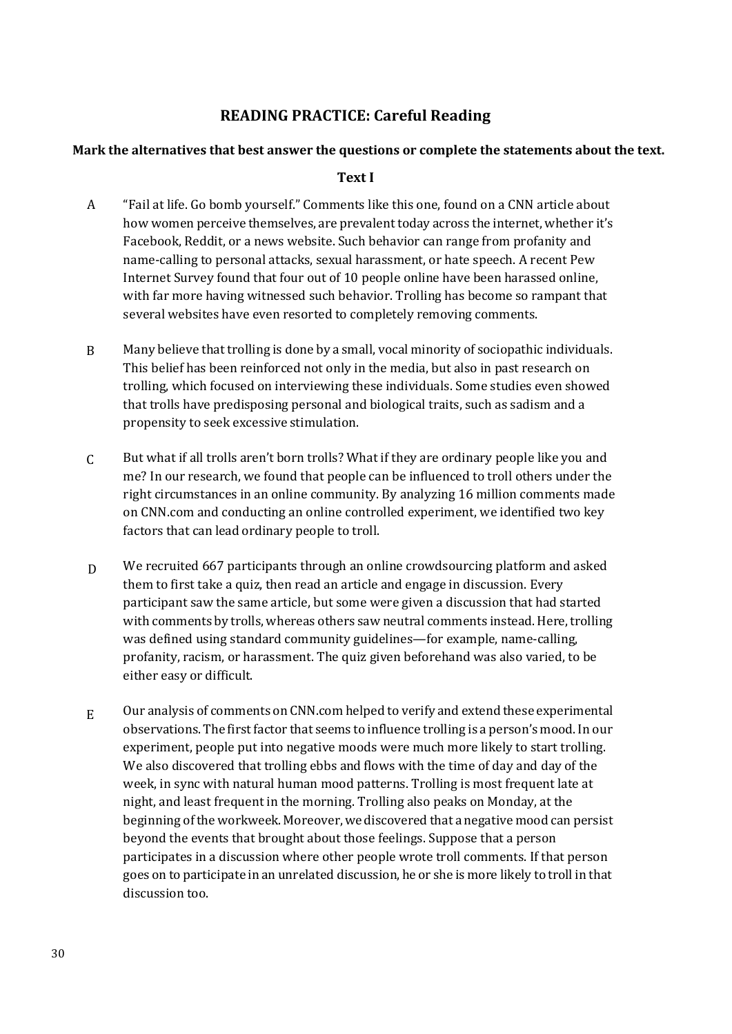## READING PRACTICE: Careful Reading

**Mark the alternatives that best answer the questions or complete the statements about the text.**

**Text I**

A "Fail at life. Go bomb yourself." Comments like this one, found on a CNN article about how women perceive themselves, are prevalent today across the internet, whether it's Facebook, Reddit, or a news website. Such behavior can range from profanity and name-calling to personal attacks, sexual harassment, or hate speech. A recent Pew Internet Survey found that four out of 10 people online have been harassed online, with far more having witnessed such behavior. Trolling has become so rampant that several websites have even resorted to completely removing comments.

B Many believe that trolling is done by a small, vocal minority of sociopathic individuals. This belief has been reinforced not only in the media, but also in past research on trolling, which focused on interviewing these individuals. Some studies even showed that trolls have predisposing personal and biological traits, such as sadism and a propensity to seek excessive stimulation.

C But what if all trolls aren't born trolls? What if they are ordinary people like you and me? In our research, we found that people can be influenced to troll others under the right circumstances in an online community. By analyzing 16 million comments made on CNN.com and conducting an online controlled experiment, we identified two key factors that can lead ordinary people to troll.

D We recruited 667 participants through an online crowdsourcing platform and asked them to first take a quiz, then read an article and engage in discussion. Every participant saw the same article, but some were given a discussion that had started with comments by trolls, whereas others saw neutral comments instead. Here, trolling was defined using standard community guidelines—for example, name-calling, profanity, racism, or harassment. The quiz given beforehand was also varied, to be either easy or difficult.

E Our analysis of comments on CNN.com helped to verify and extend these experimental observations. The first factor that seems to influence trolling is a person's mood. In our experiment, people put into negative moods were much more likely to start trolling. We also discovered that trolling ebbs and flows with the time of day and day of the week, in sync with natural human mood patterns. Trolling is most frequent late at night, and least frequent in the morning. Trolling also peaks on Monday, at the beginning of the workweek. Moreover, we discovered that a negative mood can persist beyond the events that brought about those feelings. Suppose that a person participates in a discussion where other people wrote troll comments. If that person goes on to participate in an unrelated discussion, he or she is more likely to troll in that discussion too.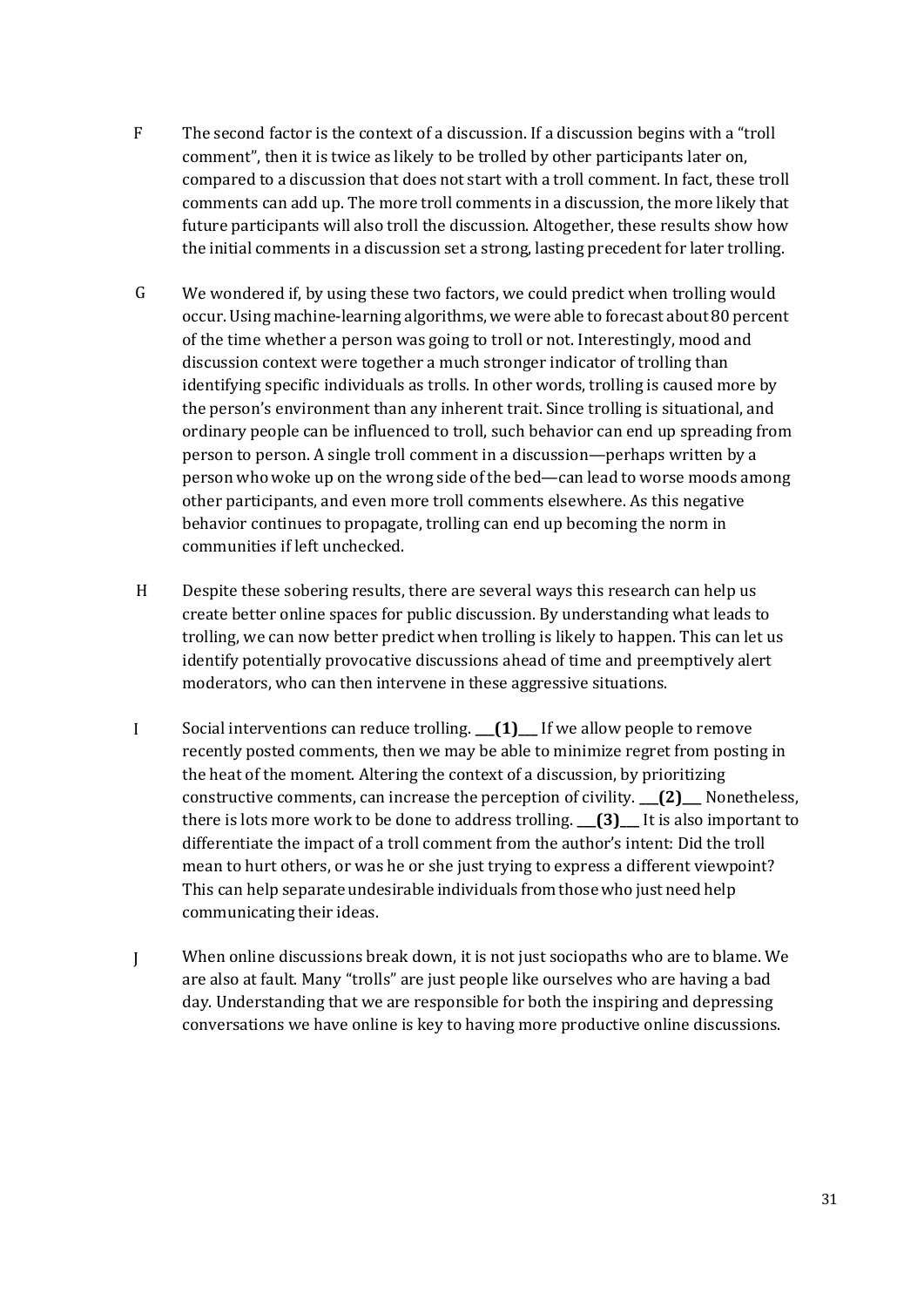F The second factor is the context of a discussion. If a discussion begins with a "troll comment", then it is twice as likely to be trolled by other participants later on, compared to a discussion that does not start with a troll comment. In fact, these troll comments can add up. The more troll comments in a discussion, the more likely that future participants will also troll the discussion. Altogether, these results show how the initial comments in a discussion set a strong, lasting precedent for later trolling.

G We wondered if, by using these two factors, we could predict when trolling would occur. Using machine-learning algorithms, we were able to forecast about 80 percent of the time whether a person was going to troll or not. Interestingly, mood and discussion context were together a much stronger indicator of trolling than identifying specific individuals as trolls. In other words, trolling is caused more by the person's environment than any inherent trait. Since trolling is situational, and ordinary people can be influenced to troll, such behavior can end up spreading from person to person. A single troll comment in a discussion—perhaps written by a person who woke up on the wrong side of the bed—can lead to worse moods among other participants, and even more troll comments elsewhere. As this negative behavior continues to propagate, trolling can end up becoming the norm in communities if left unchecked.

H Despite these sobering results, there are several ways this research can help us create better online spaces for public discussion. By understanding what leads to trolling, we can now better predict when trolling is likely to happen. This can let us identify potentially provocative discussions ahead of time and preemptively alert moderators, who can then intervene in these aggressive situations.

I Social interventions can reduce trolling. ___**(1)**___ If we allow people to remove recently posted comments, then we may be able to minimize regret from posting in the heat of the moment. Altering the context of a discussion, by prioritizing constructive comments, can increase the perception of civility. ___**(2)**___ Nonetheless, there is lots more work to be done to address trolling. ___**(3)**___ It is also important to differentiate the impact of a troll comment from the author's intent: Did the troll mean to hurt others, or was he or she just trying to express a different viewpoint? This can help separate undesirable individuals from those who just need help communicating their ideas.

J When online discussions break down, it is not just sociopaths who are to blame. We are also at fault. Many "trolls" are just people like ourselves who are having a bad day. Understanding that we are responsible for both the inspiring and depressing conversations we have online is key to having more productive online discussions.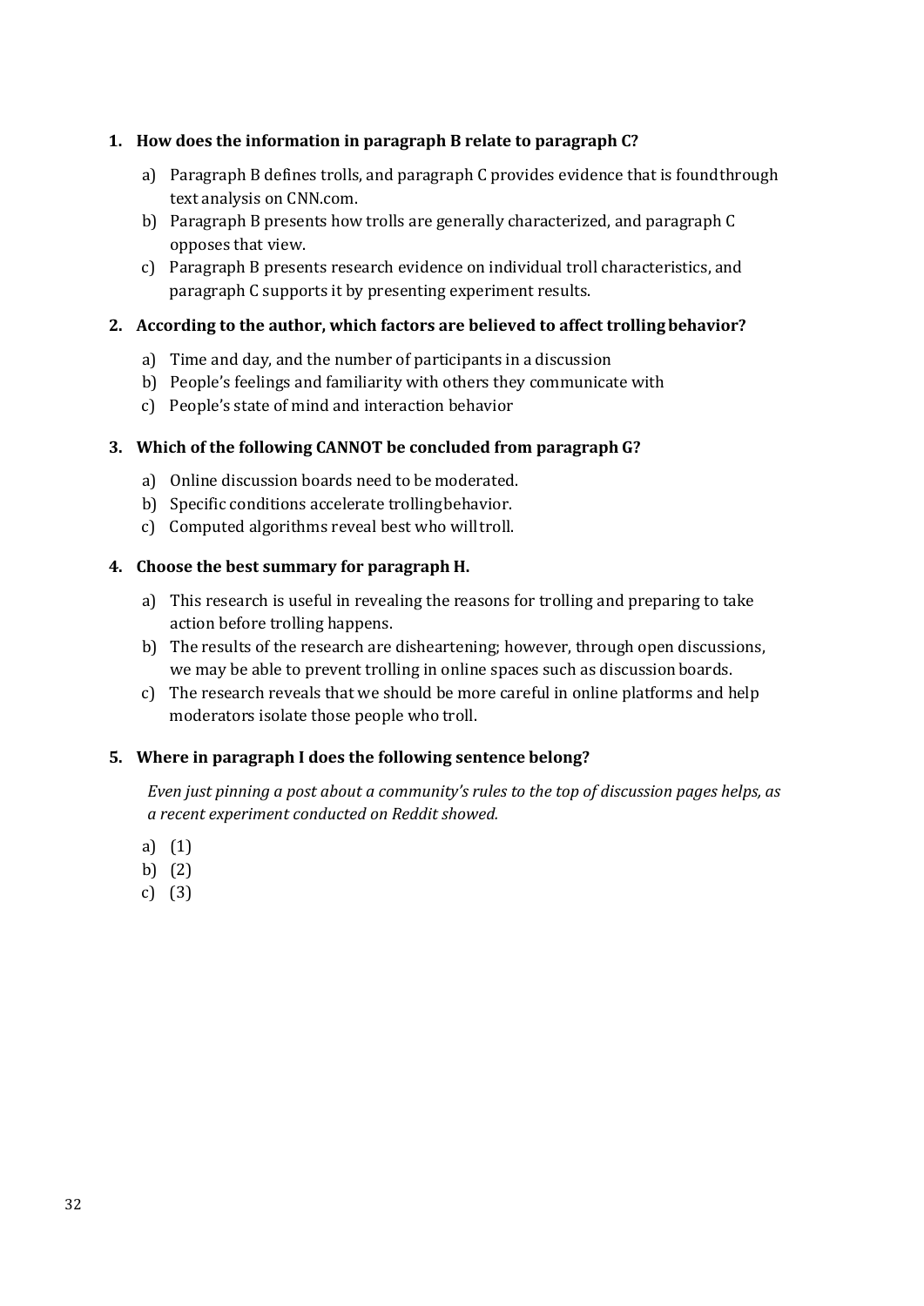1. **How does the information in paragraph B relate to paragraph C?**

   a) Paragraph B defines trolls, and paragraph C provides evidence that is found through text analysis on CNN.com.
   b) Paragraph B presents how trolls are generally characterized, and paragraph C opposes that view.
   c) Paragraph B presents research evidence on individual troll characteristics, and paragraph C supports it by presenting experiment results.

2. **According to the author, which factors are believed to affect trolling behavior?**

   a) Time and day, and the number of participants in a discussion
   b) People's feelings and familiarity with others they communicate with
   c) People's state of mind and interaction behavior

3. **Which of the following CANNOT be concluded from paragraph G?**

   a) Online discussion boards need to be moderated.
   b) Specific conditions accelerate trolling behavior.
   c) Computed algorithms reveal best who will troll.

4. **Choose the best summary for paragraph H.**

   a) This research is useful in revealing the reasons for trolling and preparing to take action before trolling happens.
   b) The results of the research are disheartening; however, through open discussions, we may be able to prevent trolling in online spaces such as discussion boards.
   c) The research reveals that we should be more careful in online platforms and help moderators isolate those people who troll.

5. **Where in paragraph I does the following sentence belong?**

   *Even just pinning a post about a community's rules to the top of discussion pages helps, as a recent experiment conducted on Reddit showed.*

   a) (1)
   b) (2)
   c) (3)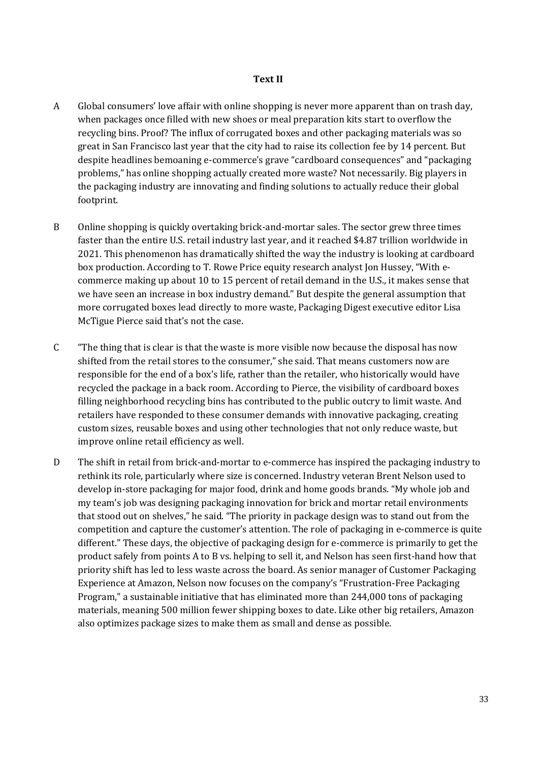## Text II

A Global consumers' love affair with online shopping is never more apparent than on trash day, when packages once filled with new shoes or meal preparation kits start to overflow the recycling bins. Proof? The influx of corrugated boxes and other packaging materials was so great in San Francisco last year that the city had to raise its collection fee by 14 percent. But despite headlines bemoaning e-commerce's grave "cardboard consequences" and "packaging problems," has online shopping actually created more waste? Not necessarily. Big players in the packaging industry are innovating and finding solutions to actually reduce their global footprint.

B Online shopping is quickly overtaking brick-and-mortar sales. The sector grew three times faster than the entire U.S. retail industry last year, and it reached $4.87 trillion worldwide in 2021. This phenomenon has dramatically shifted the way the industry is looking at cardboard box production. According to T. Rowe Price equity research analyst Jon Hussey, "With e-commerce making up about 10 to 15 percent of retail demand in the U.S., it makes sense that we have seen an increase in box industry demand." But despite the general assumption that more corrugated boxes lead directly to more waste, Packaging Digest executive editor Lisa McTigue Pierce said that's not the case.

C "The thing that is clear is that the waste is more visible now because the disposal has now shifted from the retail stores to the consumer," she said. That means customers now are responsible for the end of a box's life, rather than the retailer, who historically would have recycled the package in a back room. According to Pierce, the visibility of cardboard boxes filling neighborhood recycling bins has contributed to the public outcry to limit waste. And retailers have responded to these consumer demands with innovative packaging, creating custom sizes, reusable boxes and using other technologies that not only reduce waste, but improve online retail efficiency as well.

D The shift in retail from brick-and-mortar to e-commerce has inspired the packaging industry to rethink its role, particularly where size is concerned. Industry veteran Brent Nelson used to develop in-store packaging for major food, drink and home goods brands. "My whole job and my team's job was designing packaging innovation for brick and mortar retail environments that stood out on shelves," he said. "The priority in package design was to stand out from the competition and capture the customer's attention. The role of packaging in e-commerce is quite different." These days, the objective of packaging design for e-commerce is primarily to get the product safely from points A to B vs. helping to sell it, and Nelson has seen first-hand how that priority shift has led to less waste across the board. As senior manager of Customer Packaging Experience at Amazon, Nelson now focuses on the company's "Frustration-Free Packaging Program," a sustainable initiative that has eliminated more than 244,000 tons of packaging materials, meaning 500 million fewer shipping boxes to date. Like other big retailers, Amazon also optimizes package sizes to make them as small and dense as possible.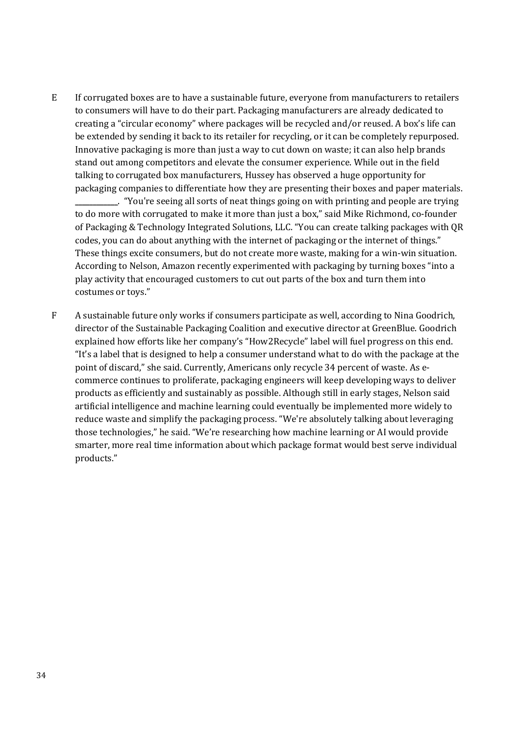E If corrugated boxes are to have a sustainable future, everyone from manufacturers to retailers to consumers will have to do their part. Packaging manufacturers are already dedicated to creating a "circular economy" where packages will be recycled and/or reused. A box's life can be extended by sending it back to its retailer for recycling, or it can be completely repurposed. Innovative packaging is more than just a way to cut down on waste; it can also help brands stand out among competitors and elevate the consumer experience. While out in the field talking to corrugated box manufacturers, Hussey has observed a huge opportunity for packaging companies to differentiate how they are presenting their boxes and paper materials. ____________. "You're seeing all sorts of neat things going on with printing and people are trying to do more with corrugated to make it more than just a box," said Mike Richmond, co-founder of Packaging & Technology Integrated Solutions, LLC. "You can create talking packages with QR codes, you can do about anything with the internet of packaging or the internet of things." These things excite consumers, but do not create more waste, making for a win-win situation. According to Nelson, Amazon recently experimented with packaging by turning boxes "into a play activity that encouraged customers to cut out parts of the box and turn them into costumes or toys."

F A sustainable future only works if consumers participate as well, according to Nina Goodrich, director of the Sustainable Packaging Coalition and executive director at GreenBlue. Goodrich explained how efforts like her company's "How2Recycle" label will fuel progress on this end. "It's a label that is designed to help a consumer understand what to do with the package at the point of discard," she said. Currently, Americans only recycle 34 percent of waste. As e-commerce continues to proliferate, packaging engineers will keep developing ways to deliver products as efficiently and sustainably as possible. Although still in early stages, Nelson said artificial intelligence and machine learning could eventually be implemented more widely to reduce waste and simplify the packaging process. "We're absolutely talking about leveraging those technologies," he said. "We're researching how machine learning or AI would provide smarter, more real time information about which package format would best serve individual products."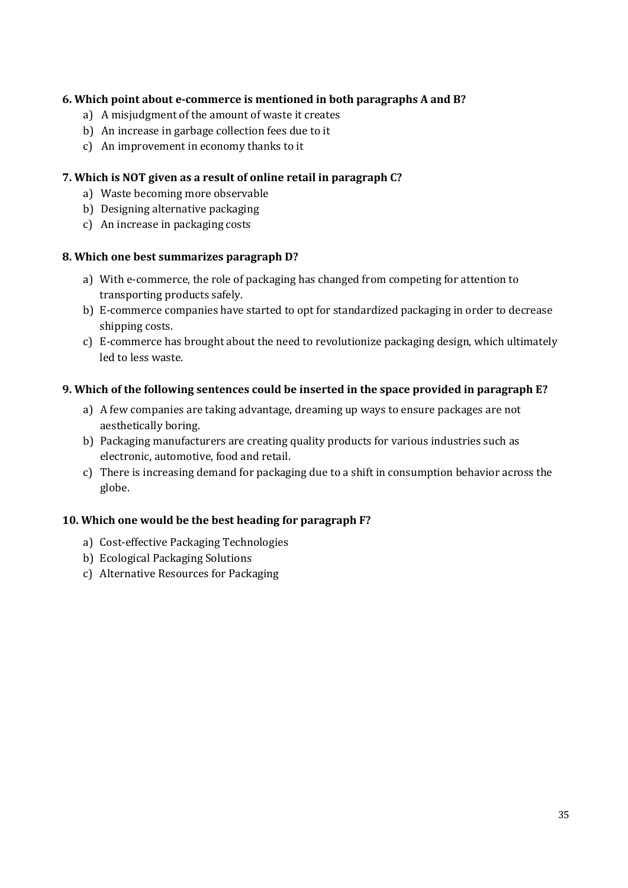**6. Which point about e-commerce is mentioned in both paragraphs A and B?**

a) A misjudgment of the amount of waste it creates
b) An increase in garbage collection fees due to it
c) An improvement in economy thanks to it

**7. Which is NOT given as a result of online retail in paragraph C?**

a) Waste becoming more observable
b) Designing alternative packaging
c) An increase in packaging costs

**8. Which one best summarizes paragraph D?**

a) With e-commerce, the role of packaging has changed from competing for attention to transporting products safely.
b) E-commerce companies have started to opt for standardized packaging in order to decrease shipping costs.
c) E-commerce has brought about the need to revolutionize packaging design, which ultimately led to less waste.

**9. Which of the following sentences could be inserted in the space provided in paragraph E?**

a) A few companies are taking advantage, dreaming up ways to ensure packages are not aesthetically boring.
b) Packaging manufacturers are creating quality products for various industries such as electronic, automotive, food and retail.
c) There is increasing demand for packaging due to a shift in consumption behavior across the globe.

**10. Which one would be the best heading for paragraph F?**

a) Cost-effective Packaging Technologies
b) Ecological Packaging Solutions
c) Alternative Resources for Packaging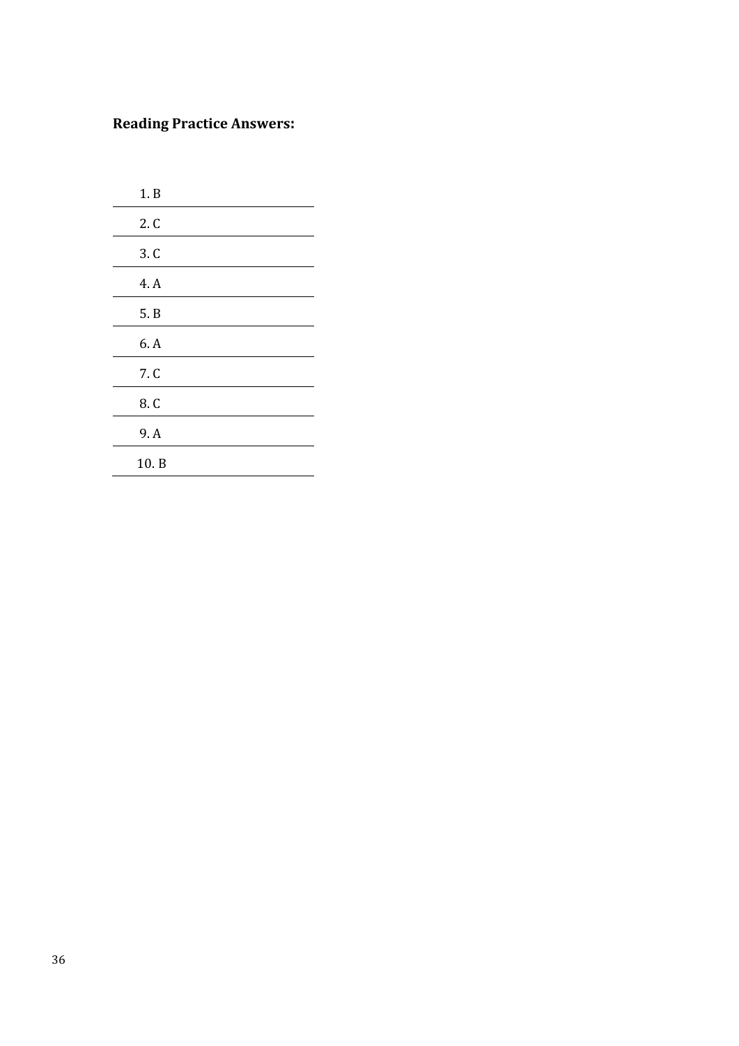**Reading Practice Answers:**

1. B
2. C
3. C
4. A
5. B
6. A
7. C
8. C
9. A
10. B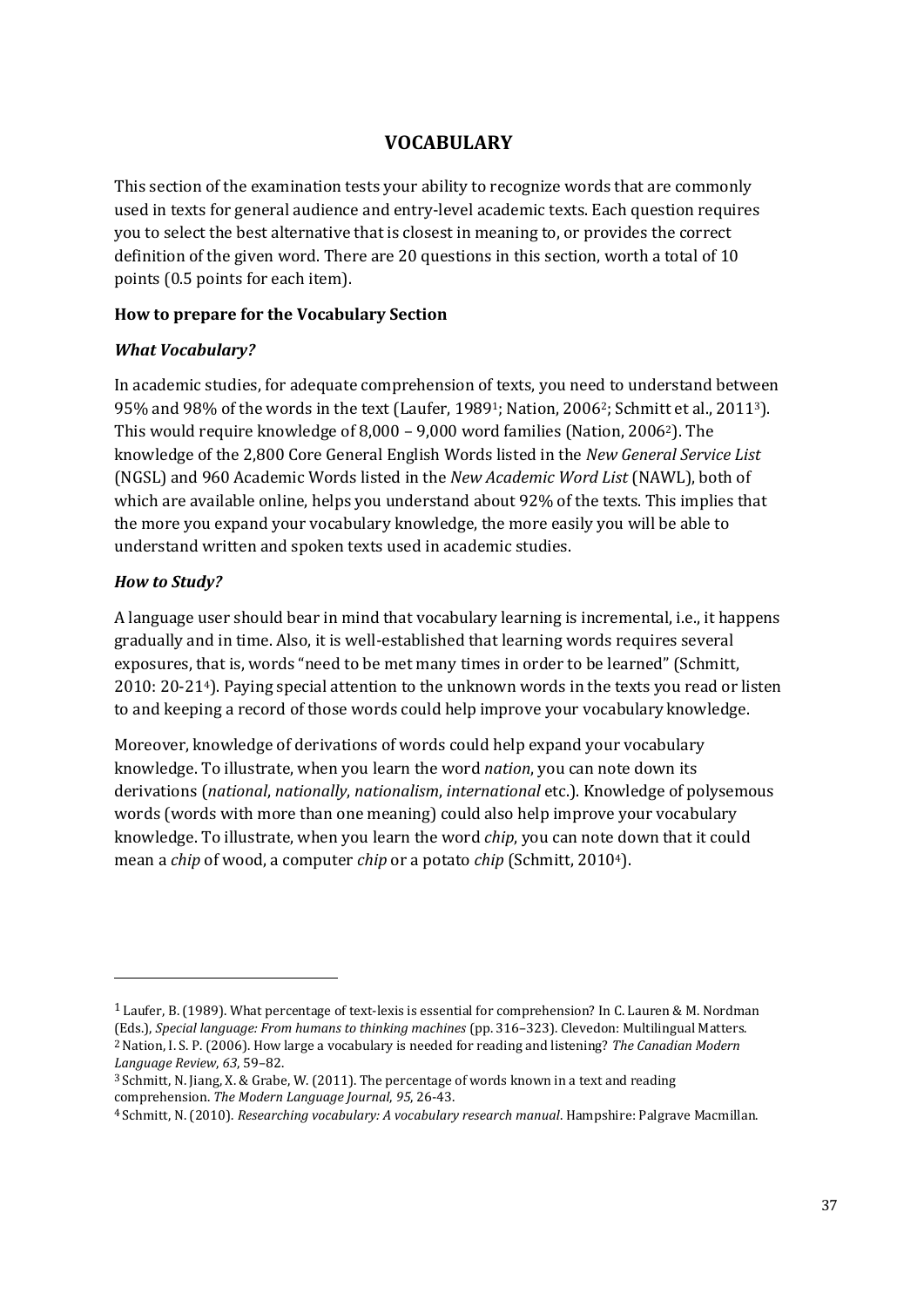# VOCABULARY

This section of the examination tests your ability to recognize words that are commonly used in texts for general audience and entry-level academic texts. Each question requires you to select the best alternative that is closest in meaning to, or provides the correct definition of the given word. There are 20 questions in this section, worth a total of 10 points (0.5 points for each item).

**How to prepare for the Vocabulary Section**

***What Vocabulary?***

In academic studies, for adequate comprehension of texts, you need to understand between 95% and 98% of the words in the text (Laufer, 1989[1]; Nation, 2006[2]; Schmitt et al., 2011[3]). This would require knowledge of 8,000 – 9,000 word families (Nation, 2006[2]). The knowledge of the 2,800 Core General English Words listed in the *New General Service List* (NGSL) and 960 Academic Words listed in the *New Academic Word List* (NAWL), both of which are available online, helps you understand about 92% of the texts. This implies that the more you expand your vocabulary knowledge, the more easily you will be able to understand written and spoken texts used in academic studies.

***How to Study?***

A language user should bear in mind that vocabulary learning is incremental, i.e., it happens gradually and in time. Also, it is well-established that learning words requires several exposures, that is, words "need to be met many times in order to be learned" (Schmitt, 2010: 20-21[4]). Paying special attention to the unknown words in the texts you read or listen to and keeping a record of those words could help improve your vocabulary knowledge.

Moreover, knowledge of derivations of words could help expand your vocabulary knowledge. To illustrate, when you learn the word *nation*, you can note down its derivations (*national*, *nationally*, *nationalism*, *international* etc.). Knowledge of polysemous words (words with more than one meaning) could also help improve your vocabulary knowledge. To illustrate, when you learn the word *chip*, you can note down that it could mean a *chip* of wood, a computer *chip* or a potato *chip* (Schmitt, 2010[4]).

---

[1] Laufer, B. (1989). What percentage of text-lexis is essential for comprehension? In C. Lauren & M. Nordman (Eds.), *Special language: From humans to thinking machines* (pp. 316–323). Clevedon: Multilingual Matters.

[2] Nation, I. S. P. (2006). How large a vocabulary is needed for reading and listening? *The Canadian Modern Language Review*, *63*, 59–82.

[3] Schmitt, N. Jiang, X. & Grabe, W. (2011). The percentage of words known in a text and reading comprehension. *The Modern Language Journal*, *95*, 26-43.

[4] Schmitt, N. (2010). *Researching vocabulary: A vocabulary research manual*. Hampshire: Palgrave Macmillan.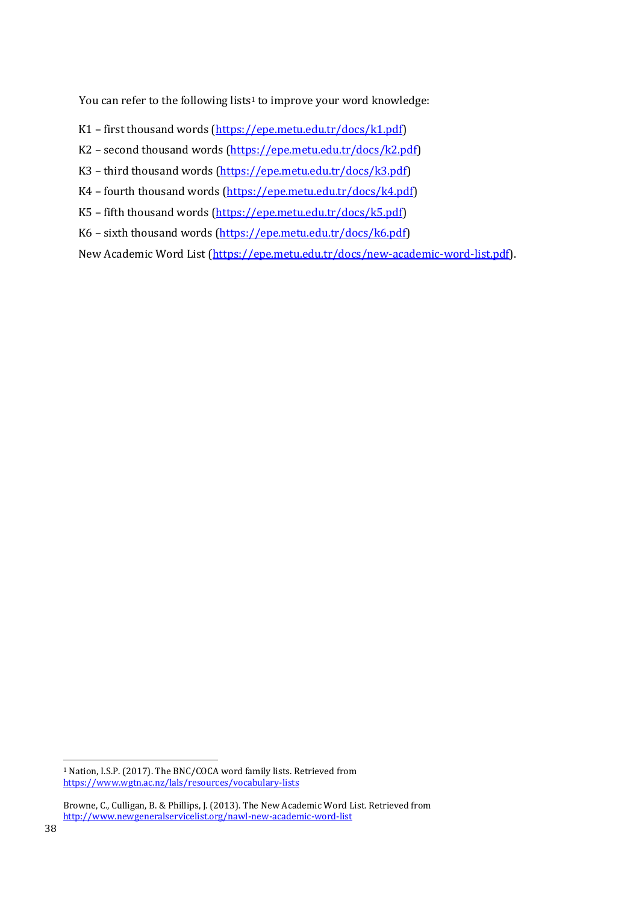You can refer to the following lists[1] to improve your word knowledge:

K1 – first thousand words (https://epe.metu.edu.tr/docs/k1.pdf)

K2 – second thousand words (https://epe.metu.edu.tr/docs/k2.pdf)

K3 – third thousand words (https://epe.metu.edu.tr/docs/k3.pdf)

K4 – fourth thousand words (https://epe.metu.edu.tr/docs/k4.pdf)

K5 – fifth thousand words (https://epe.metu.edu.tr/docs/k5.pdf)

K6 – sixth thousand words (https://epe.metu.edu.tr/docs/k6.pdf)

New Academic Word List (https://epe.metu.edu.tr/docs/new-academic-word-list.pdf).

---

[1] Nation, I.S.P. (2017). The BNC/COCA word family lists. Retrieved from https://www.wgtn.ac.nz/lals/resources/vocabulary-lists

Browne, C., Culligan, B. & Phillips, J. (2013). The New Academic Word List. Retrieved from http://www.newgeneralservicelist.org/nawl-new-academic-word-list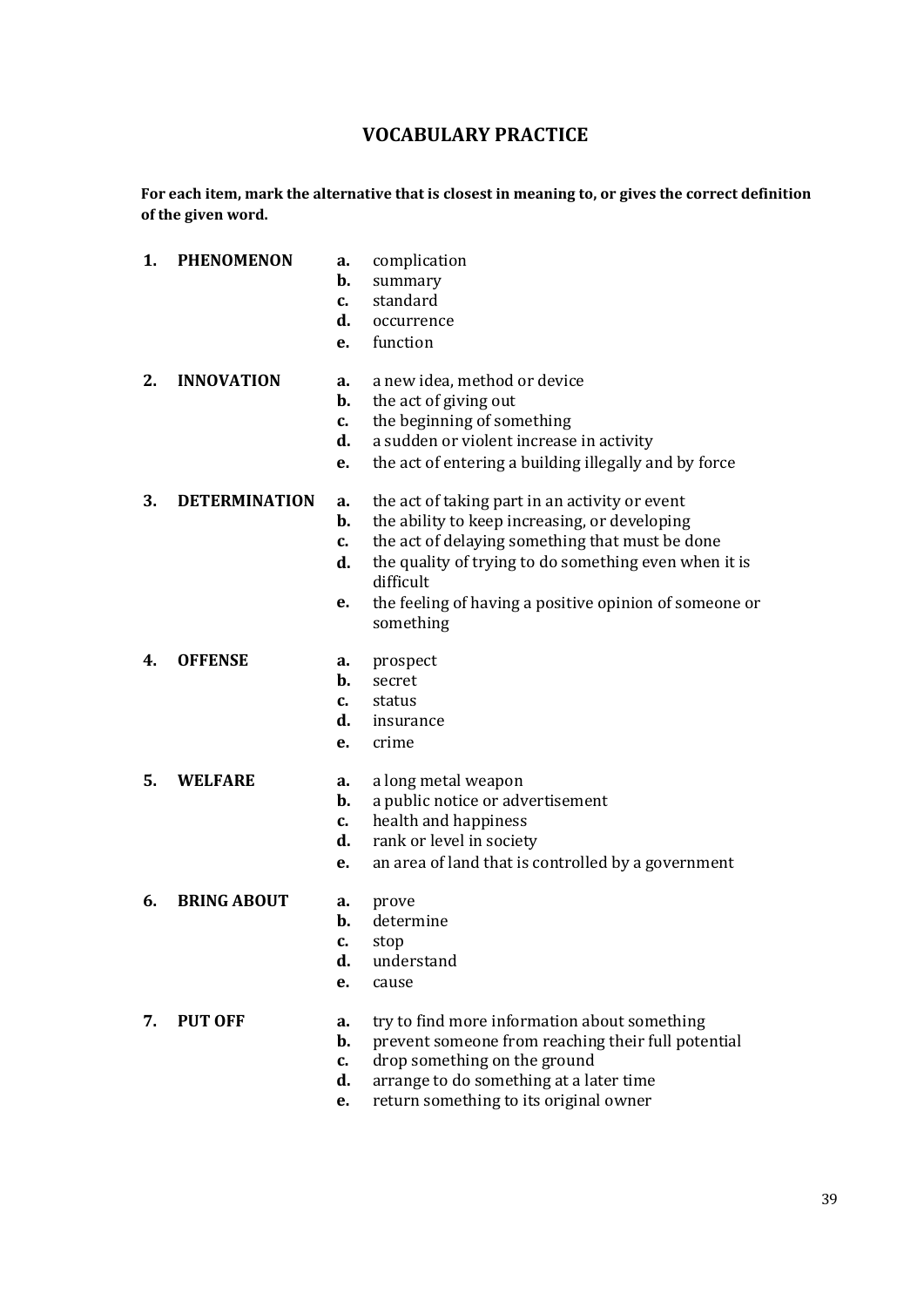## VOCABULARY PRACTICE

**For each item, mark the alternative that is closest in meaning to, or gives the correct definition of the given word.**

**1. PHENOMENON**

- **a.** complication
- **b.** summary
- **c.** standard
- **d.** occurrence
- **e.** function

**2. INNOVATION**

- **a.** a new idea, method or device
- **b.** the act of giving out
- **c.** the beginning of something
- **d.** a sudden or violent increase in activity
- **e.** the act of entering a building illegally and by force

**3. DETERMINATION**

- **a.** the act of taking part in an activity or event
- **b.** the ability to keep increasing, or developing
- **c.** the act of delaying something that must be done
- **d.** the quality of trying to do something even when it is difficult
- **e.** the feeling of having a positive opinion of someone or something

**4. OFFENSE**

- **a.** prospect
- **b.** secret
- **c.** status
- **d.** insurance
- **e.** crime

**5. WELFARE**

- **a.** a long metal weapon
- **b.** a public notice or advertisement
- **c.** health and happiness
- **d.** rank or level in society
- **e.** an area of land that is controlled by a government

**6. BRING ABOUT**

- **a.** prove
- **b.** determine
- **c.** stop
- **d.** understand
- **e.** cause

**7. PUT OFF**

- **a.** try to find more information about something
- **b.** prevent someone from reaching their full potential
- **c.** drop something on the ground
- **d.** arrange to do something at a later time
- **e.** return something to its original owner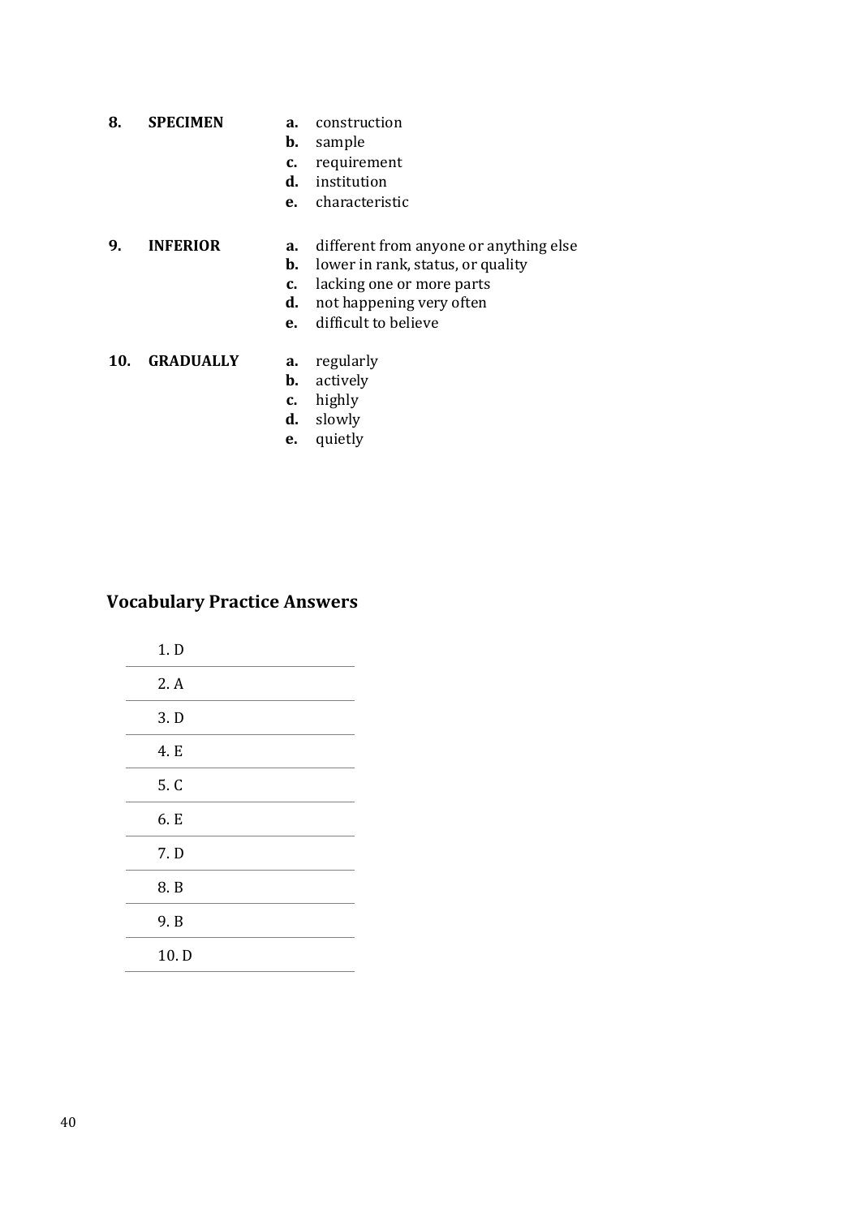**8.** **SPECIMEN**

- **a.** construction
- **b.** sample
- **c.** requirement
- **d.** institution
- **e.** characteristic

**9.** **INFERIOR**

- **a.** different from anyone or anything else
- **b.** lower in rank, status, or quality
- **c.** lacking one or more parts
- **d.** not happening very often
- **e.** difficult to believe

**10.** **GRADUALLY**

- **a.** regularly
- **b.** actively
- **c.** highly
- **d.** slowly
- **e.** quietly

## Vocabulary Practice Answers

1. D
2. A
3. D
4. E
5. C
6. E
7. D
8. B
9. B
10. D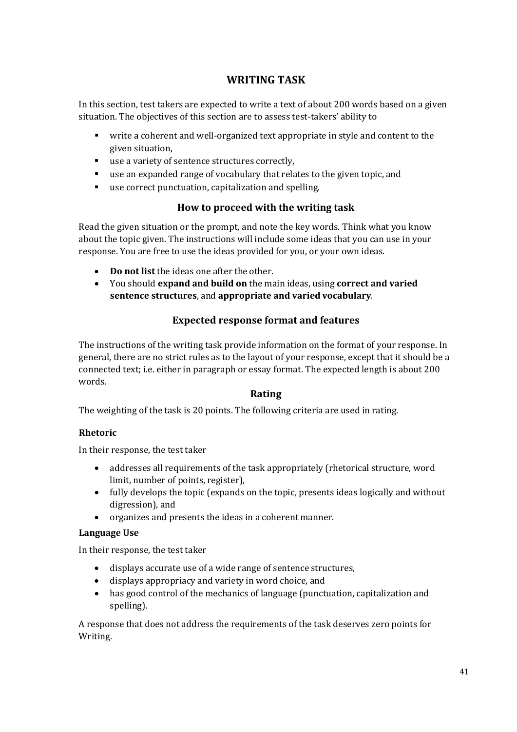## WRITING TASK

In this section, test takers are expected to write a text of about 200 words based on a given situation. The objectives of this section are to assess test-takers' ability to

- write a coherent and well-organized text appropriate in style and content to the given situation,
- use a variety of sentence structures correctly,
- use an expanded range of vocabulary that relates to the given topic, and
- use correct punctuation, capitalization and spelling.

### How to proceed with the writing task

Read the given situation or the prompt, and note the key words. Think what you know about the topic given. The instructions will include some ideas that you can use in your response. You are free to use the ideas provided for you, or your own ideas.

- **Do not list** the ideas one after the other.
- You should **expand and build on** the main ideas, using **correct and varied sentence structures**, and **appropriate and varied vocabulary**.

### Expected response format and features

The instructions of the writing task provide information on the format of your response. In general, there are no strict rules as to the layout of your response, except that it should be a connected text; i.e. either in paragraph or essay format. The expected length is about 200 words.

### Rating

The weighting of the task is 20 points. The following criteria are used in rating.

**Rhetoric**

In their response, the test taker

- addresses all requirements of the task appropriately (rhetorical structure, word limit, number of points, register),
- fully develops the topic (expands on the topic, presents ideas logically and without digression), and
- organizes and presents the ideas in a coherent manner.

**Language Use**

In their response, the test taker

- displays accurate use of a wide range of sentence structures,
- displays appropriacy and variety in word choice, and
- has good control of the mechanics of language (punctuation, capitalization and spelling).

A response that does not address the requirements of the task deserves zero points for Writing.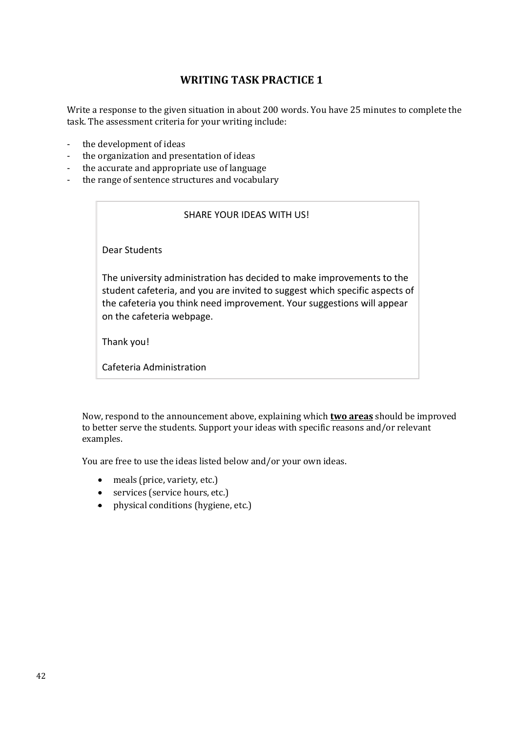## WRITING TASK PRACTICE 1

Write a response to the given situation in about 200 words. You have 25 minutes to complete the task. The assessment criteria for your writing include:

- the development of ideas
- the organization and presentation of ideas
- the accurate and appropriate use of language
- the range of sentence structures and vocabulary

> SHARE YOUR IDEAS WITH US!
>
> Dear Students
>
> The university administration has decided to make improvements to the student cafeteria, and you are invited to suggest which specific aspects of the cafeteria you think need improvement. Your suggestions will appear on the cafeteria webpage.
>
> Thank you!
>
> Cafeteria Administration

Now, respond to the announcement above, explaining which <u>**two areas**</u> should be improved to better serve the students. Support your ideas with specific reasons and/or relevant examples.

You are free to use the ideas listed below and/or your own ideas.

- meals (price, variety, etc.)
- services (service hours, etc.)
- physical conditions (hygiene, etc.)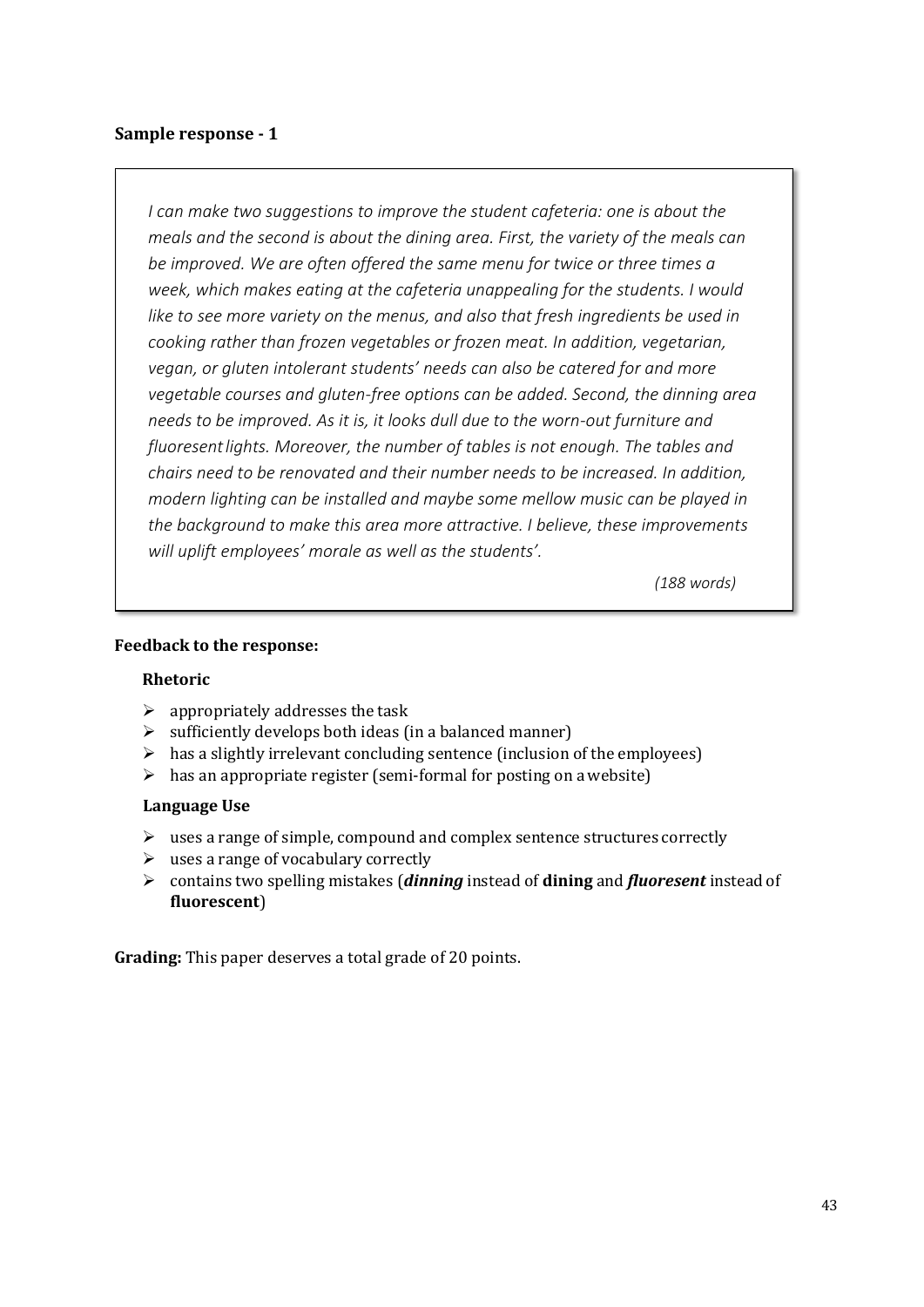**Sample response - 1**

> *I can make two suggestions to improve the student cafeteria: one is about the meals and the second is about the dining area. First, the variety of the meals can be improved. We are often offered the same menu for twice or three times a week, which makes eating at the cafeteria unappealing for the students. I would like to see more variety on the menus, and also that fresh ingredients be used in cooking rather than frozen vegetables or frozen meat. In addition, vegetarian, vegan, or gluten intolerant students' needs can also be catered for and more vegetable courses and gluten-free options can be added. Second, the dinning area needs to be improved. As it is, it looks dull due to the worn-out furniture and fluoresent lights. Moreover, the number of tables is not enough. The tables and chairs need to be renovated and their number needs to be increased. In addition, modern lighting can be installed and maybe some mellow music can be played in the background to make this area more attractive. I believe, these improvements will uplift employees' morale as well as the students'.*
>
> *(188 words)*

**Feedback to the response:**

**Rhetoric**

- appropriately addresses the task
- sufficiently develops both ideas (in a balanced manner)
- has a slightly irrelevant concluding sentence (inclusion of the employees)
- has an appropriate register (semi-formal for posting on a website)

**Language Use**

- uses a range of simple, compound and complex sentence structures correctly
- uses a range of vocabulary correctly
- contains two spelling mistakes (***dinning*** instead of **dining** and ***fluoresent*** instead of **fluorescent**)

**Grading:** This paper deserves a total grade of 20 points.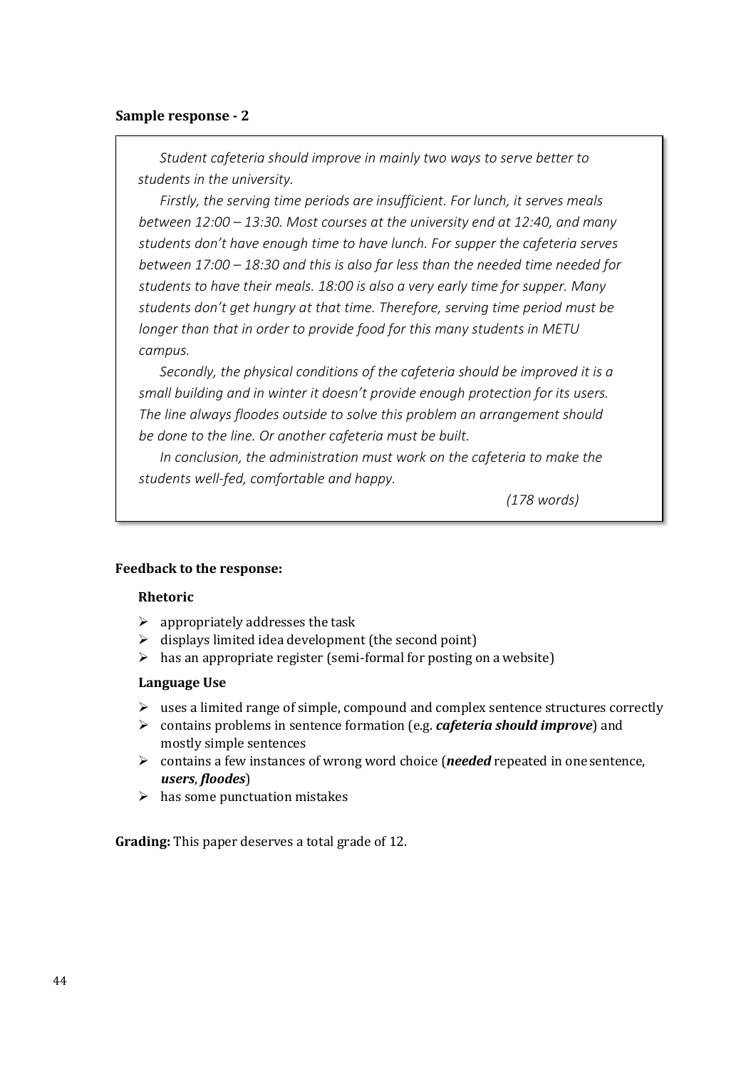### Sample response - 2

> *Student cafeteria should improve in mainly two ways to serve better to students in the university.*
>
> *Firstly, the serving time periods are insufficient. For lunch, it serves meals between 12:00 – 13:30. Most courses at the university end at 12:40, and many students don't have enough time to have lunch. For supper the cafeteria serves between 17:00 – 18:30 and this is also far less than the needed time needed for students to have their meals. 18:00 is also a very early time for supper. Many students don't get hungry at that time. Therefore, serving time period must be longer than that in order to provide food for this many students in METU campus.*
>
> *Secondly, the physical conditions of the cafeteria should be improved it is a small building and in winter it doesn't provide enough protection for its users. The line always floodes outside to solve this problem an arrangement should be done to the line. Or another cafeteria must be built.*
>
> *In conclusion, the administration must work on the cafeteria to make the students well-fed, comfortable and happy.*
>
> *(178 words)*

**Feedback to the response:**

**Rhetoric**

- appropriately addresses the task
- displays limited idea development (the second point)
- has an appropriate register (semi-formal for posting on a website)

**Language Use**

- uses a limited range of simple, compound and complex sentence structures correctly
- contains problems in sentence formation (e.g. ***cafeteria should improve***) and mostly simple sentences
- contains a few instances of wrong word choice (***needed*** repeated in one sentence, ***users***, ***floodes***)
- has some punctuation mistakes

**Grading:** This paper deserves a total grade of 12.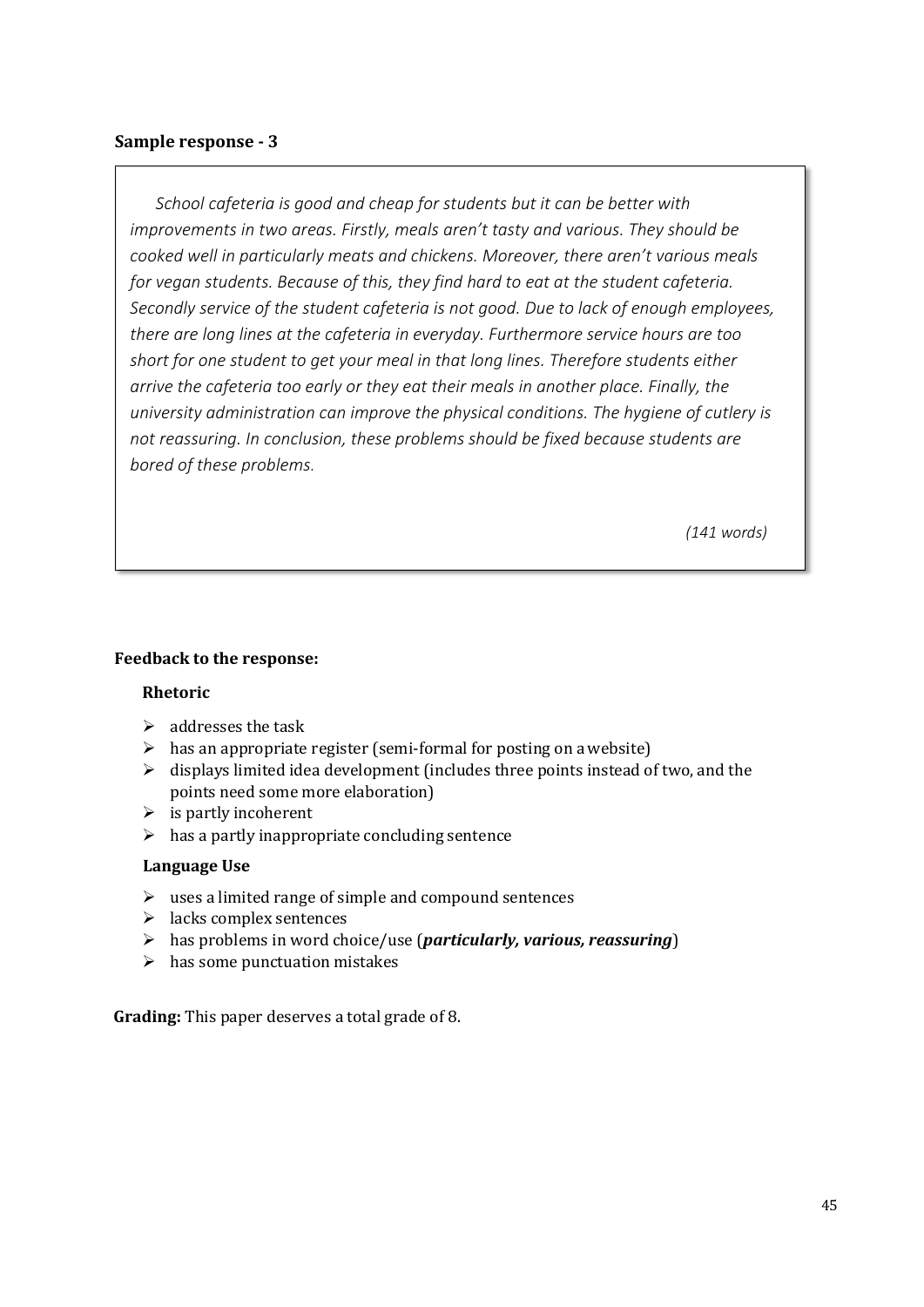**Sample response - 3**

> *School cafeteria is good and cheap for students but it can be better with improvements in two areas. Firstly, meals aren't tasty and various. They should be cooked well in particularly meats and chickens. Moreover, there aren't various meals for vegan students. Because of this, they find hard to eat at the student cafeteria. Secondly service of the student cafeteria is not good. Due to lack of enough employees, there are long lines at the cafeteria in everyday. Furthermore service hours are too short for one student to get your meal in that long lines. Therefore students either arrive the cafeteria too early or they eat their meals in another place. Finally, the university administration can improve the physical conditions. The hygiene of cutlery is not reassuring. In conclusion, these problems should be fixed because students are bored of these problems.*
>
> *(141 words)*

**Feedback to the response:**

**Rhetoric**

- addresses the task
- has an appropriate register (semi-formal for posting on a website)
- displays limited idea development (includes three points instead of two, and the points need some more elaboration)
- is partly incoherent
- has a partly inappropriate concluding sentence

**Language Use**

- uses a limited range of simple and compound sentences
- lacks complex sentences
- has problems in word choice/use (***particularly, various, reassuring***)
- has some punctuation mistakes

**Grading:** This paper deserves a total grade of 8.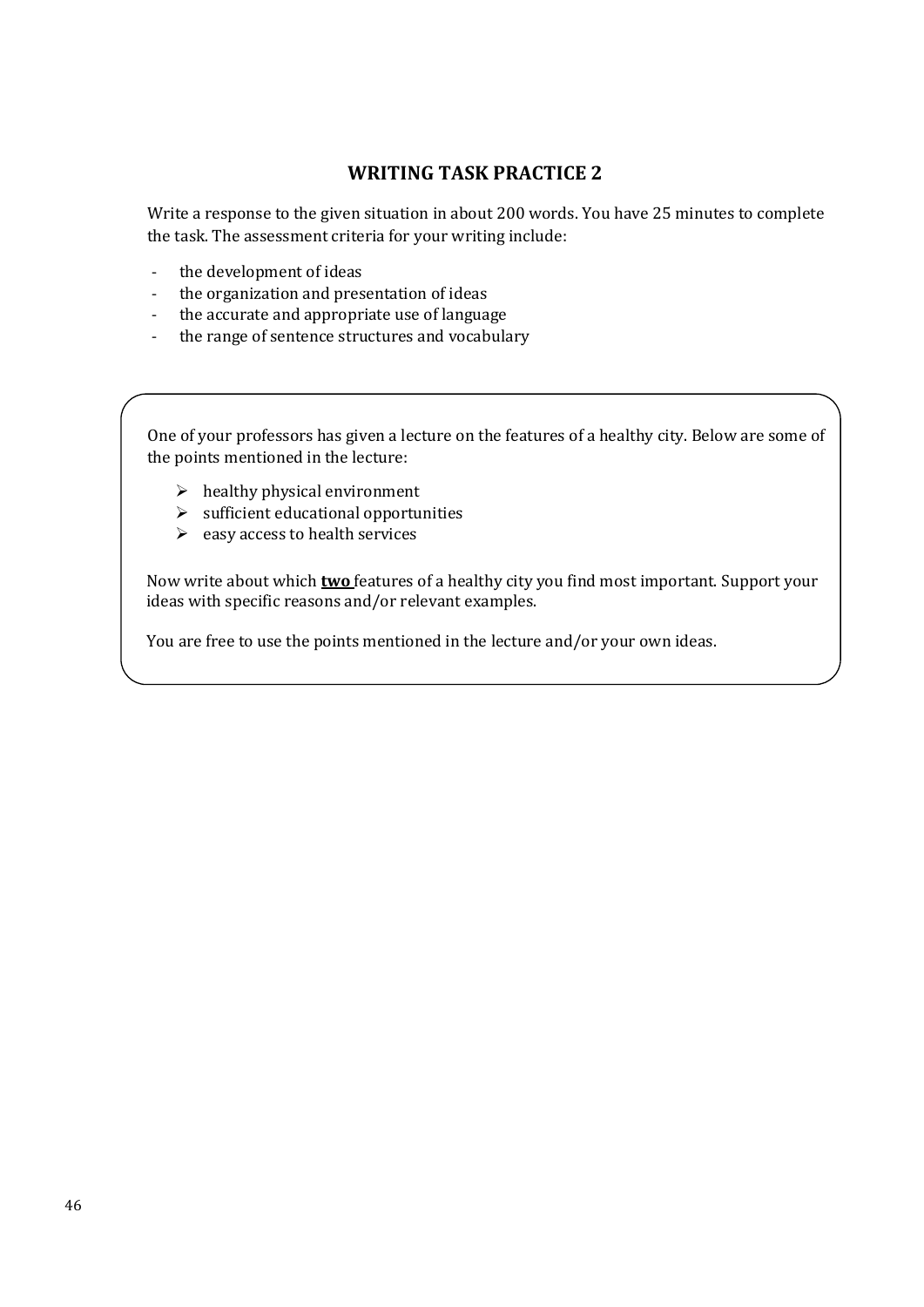## WRITING TASK PRACTICE 2

Write a response to the given situation in about 200 words. You have 25 minutes to complete the task. The assessment criteria for your writing include:

- the development of ideas
- the organization and presentation of ideas
- the accurate and appropriate use of language
- the range of sentence structures and vocabulary

One of your professors has given a lecture on the features of a healthy city. Below are some of the points mentioned in the lecture:

- healthy physical environment
- sufficient educational opportunities
- easy access to health services

Now write about which **two** features of a healthy city you find most important. Support your ideas with specific reasons and/or relevant examples.

You are free to use the points mentioned in the lecture and/or your own ideas.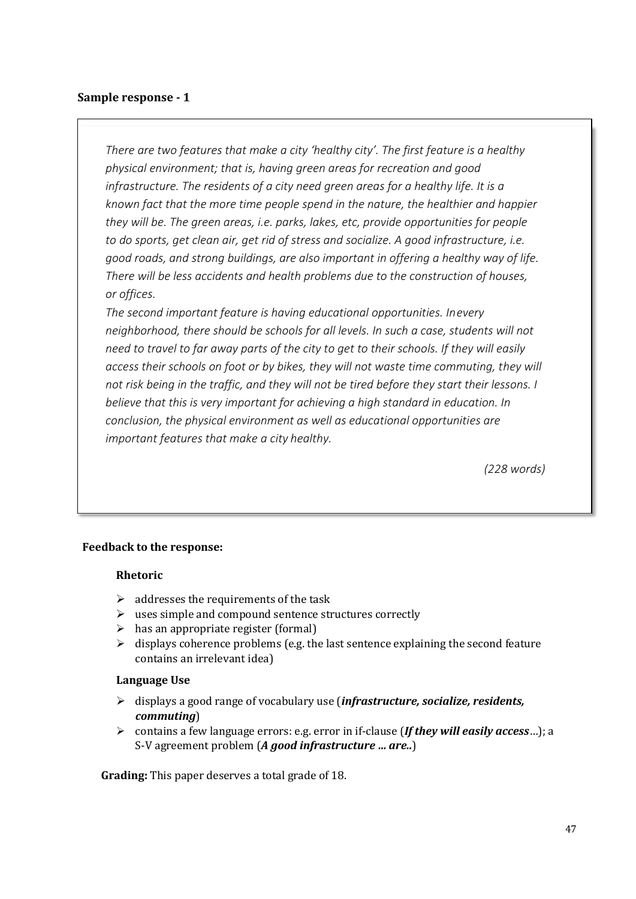**Sample response - 1**

> *There are two features that make a city 'healthy city'. The first feature is a healthy physical environment; that is, having green areas for recreation and good infrastructure. The residents of a city need green areas for a healthy life. It is a known fact that the more time people spend in the nature, the healthier and happier they will be. The green areas, i.e. parks, lakes, etc, provide opportunities for people to do sports, get clean air, get rid of stress and socialize. A good infrastructure, i.e. good roads, and strong buildings, are also important in offering a healthy way of life. There will be less accidents and health problems due to the construction of houses, or offices.*
>
> *The second important feature is having educational opportunities. In every neighborhood, there should be schools for all levels. In such a case, students will not need to travel to far away parts of the city to get to their schools. If they will easily access their schools on foot or by bikes, they will not waste time commuting, they will not risk being in the traffic, and they will not be tired before they start their lessons. I believe that this is very important for achieving a high standard in education. In conclusion, the physical environment as well as educational opportunities are important features that make a city healthy.*
>
> *(228 words)*

**Feedback to the response:**

**Rhetoric**

- addresses the requirements of the task
- uses simple and compound sentence structures correctly
- has an appropriate register (formal)
- displays coherence problems (e.g. the last sentence explaining the second feature contains an irrelevant idea)

**Language Use**

- displays a good range of vocabulary use (***infrastructure, socialize, residents, commuting***)
- contains a few language errors: e.g. error in if-clause (***If they will easily access***...); a S-V agreement problem (***A good infrastructure ... are..***)

**Grading:** This paper deserves a total grade of 18.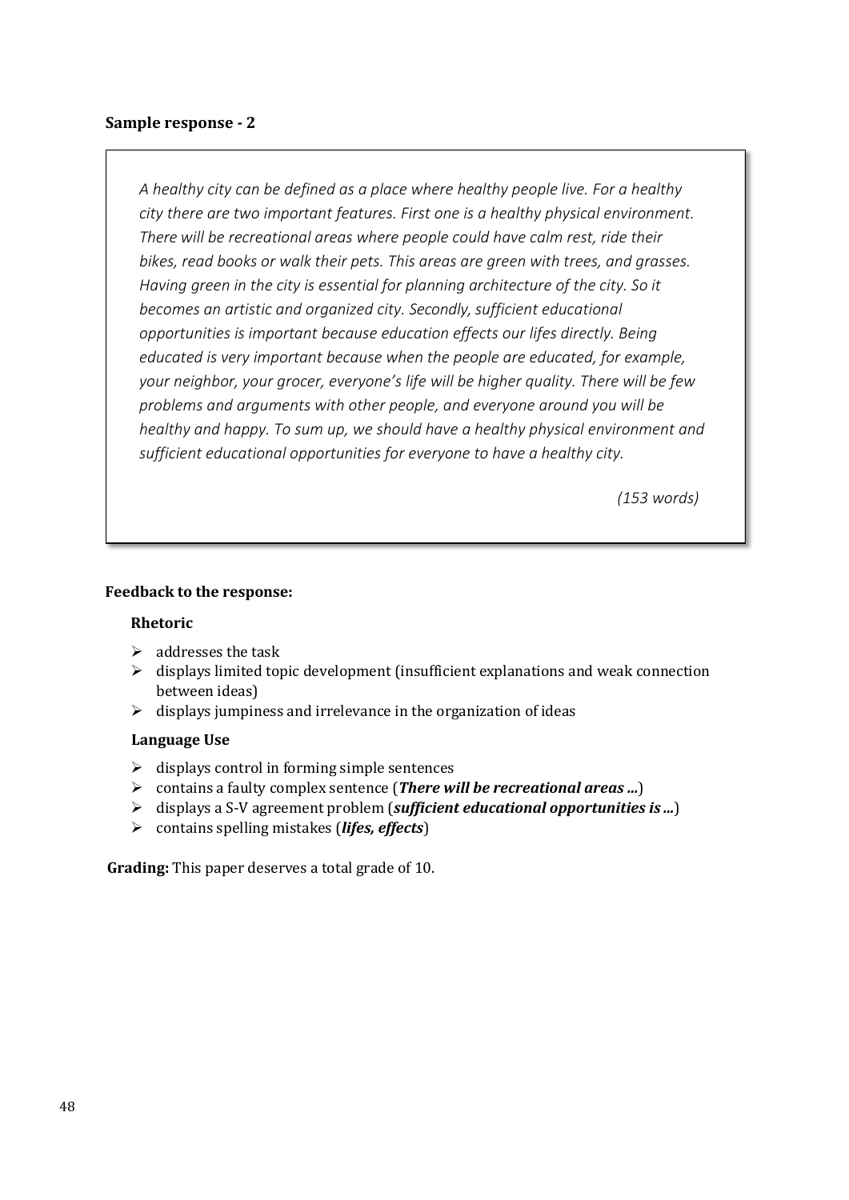**Sample response - 2**

> *A healthy city can be defined as a place where healthy people live. For a healthy city there are two important features. First one is a healthy physical environment. There will be recreational areas where people could have calm rest, ride their bikes, read books or walk their pets. This areas are green with trees, and grasses. Having green in the city is essential for planning architecture of the city. So it becomes an artistic and organized city. Secondly, sufficient educational opportunities is important because education effects our lifes directly. Being educated is very important because when the people are educated, for example, your neighbor, your grocer, everyone's life will be higher quality. There will be few problems and arguments with other people, and everyone around you will be healthy and happy. To sum up, we should have a healthy physical environment and sufficient educational opportunities for everyone to have a healthy city.*
>
> *(153 words)*

**Feedback to the response:**

**Rhetoric**

- addresses the task
- displays limited topic development (insufficient explanations and weak connection between ideas)
- displays jumpiness and irrelevance in the organization of ideas

**Language Use**

- displays control in forming simple sentences
- contains a faulty complex sentence (***There will be recreational areas …***)
- displays a S-V agreement problem (***sufficient educational opportunities is …***)
- contains spelling mistakes (***lifes, effects***)

**Grading:** This paper deserves a total grade of 10.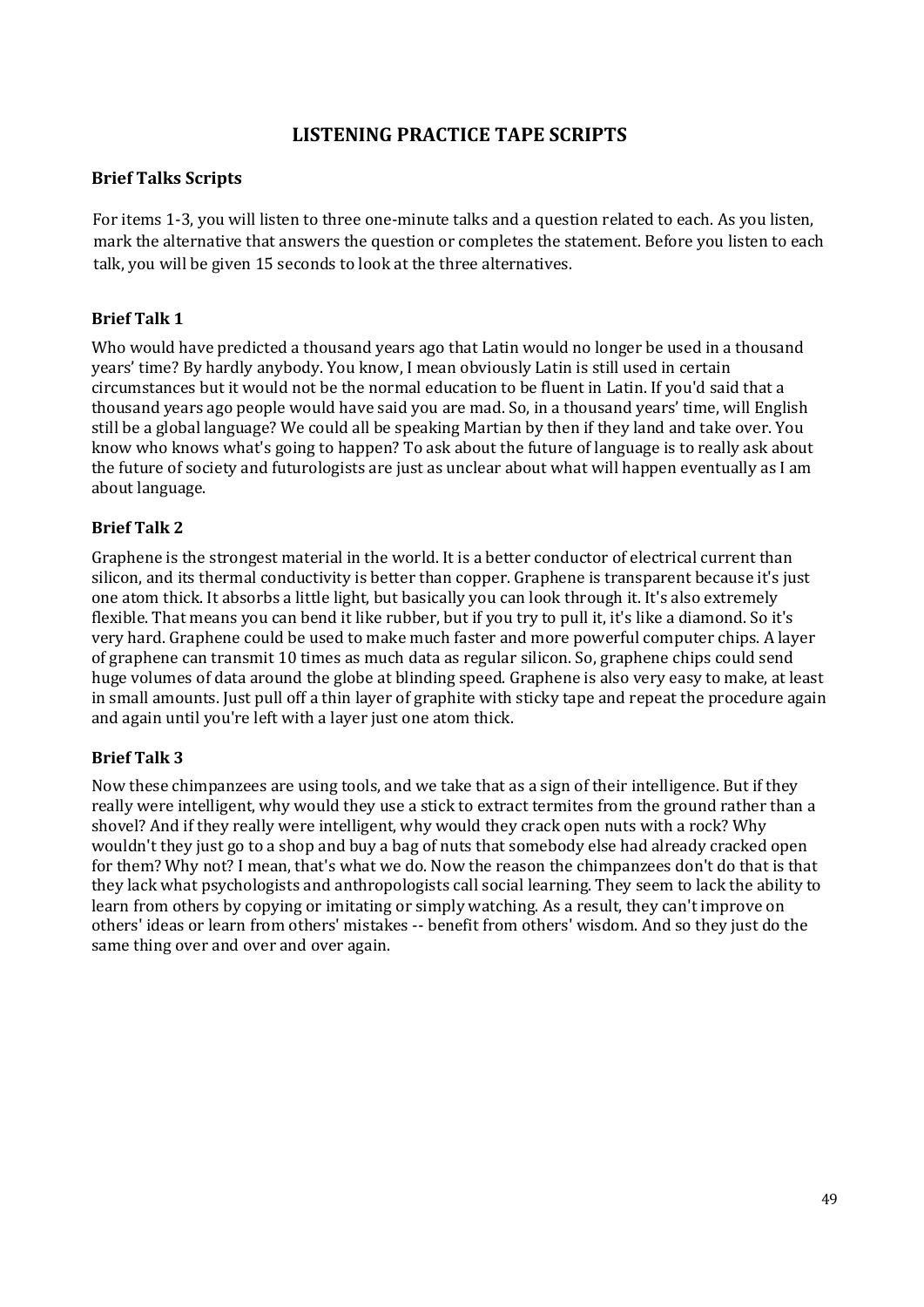# LISTENING PRACTICE TAPE SCRIPTS

## Brief Talks Scripts

For items 1-3, you will listen to three one-minute talks and a question related to each. As you listen, mark the alternative that answers the question or completes the statement. Before you listen to each talk, you will be given 15 seconds to look at the three alternatives.

### Brief Talk 1

Who would have predicted a thousand years ago that Latin would no longer be used in a thousand years' time? By hardly anybody. You know, I mean obviously Latin is still used in certain circumstances but it would not be the normal education to be fluent in Latin. If you'd said that a thousand years ago people would have said you are mad. So, in a thousand years' time, will English still be a global language? We could all be speaking Martian by then if they land and take over. You know who knows what's going to happen? To ask about the future of language is to really ask about the future of society and futurologists are just as unclear about what will happen eventually as I am about language.

### Brief Talk 2

Graphene is the strongest material in the world. It is a better conductor of electrical current than silicon, and its thermal conductivity is better than copper. Graphene is transparent because it's just one atom thick. It absorbs a little light, but basically you can look through it. It's also extremely flexible. That means you can bend it like rubber, but if you try to pull it, it's like a diamond. So it's very hard. Graphene could be used to make much faster and more powerful computer chips. A layer of graphene can transmit 10 times as much data as regular silicon. So, graphene chips could send huge volumes of data around the globe at blinding speed. Graphene is also very easy to make, at least in small amounts. Just pull off a thin layer of graphite with sticky tape and repeat the procedure again and again until you're left with a layer just one atom thick.

### Brief Talk 3

Now these chimpanzees are using tools, and we take that as a sign of their intelligence. But if they really were intelligent, why would they use a stick to extract termites from the ground rather than a shovel? And if they really were intelligent, why would they crack open nuts with a rock? Why wouldn't they just go to a shop and buy a bag of nuts that somebody else had already cracked open for them? Why not? I mean, that's what we do. Now the reason the chimpanzees don't do that is that they lack what psychologists and anthropologists call social learning. They seem to lack the ability to learn from others by copying or imitating or simply watching. As a result, they can't improve on others' ideas or learn from others' mistakes -- benefit from others' wisdom. And so they just do the same thing over and over and over again.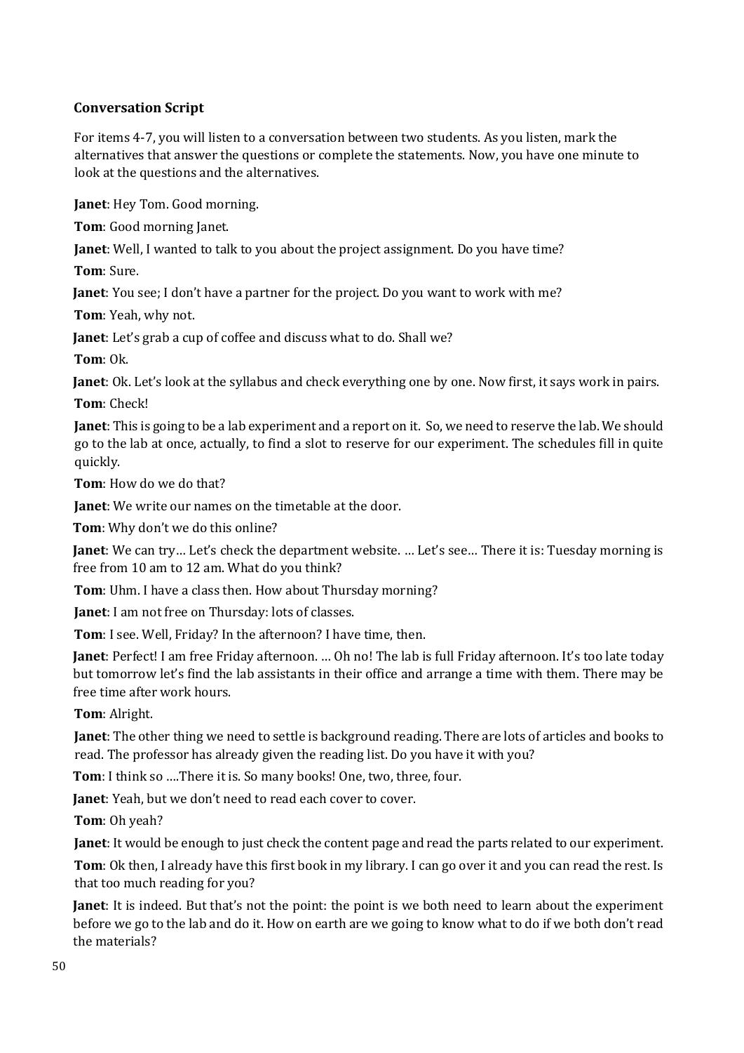### Conversation Script

For items 4-7, you will listen to a conversation between two students. As you listen, mark the alternatives that answer the questions or complete the statements. Now, you have one minute to look at the questions and the alternatives.

**Janet**: Hey Tom. Good morning.

**Tom**: Good morning Janet.

**Janet**: Well, I wanted to talk to you about the project assignment. Do you have time?

**Tom**: Sure.

**Janet**: You see; I don't have a partner for the project. Do you want to work with me?

**Tom**: Yeah, why not.

**Janet**: Let's grab a cup of coffee and discuss what to do. Shall we?

**Tom**: Ok.

**Janet**: Ok. Let's look at the syllabus and check everything one by one. Now first, it says work in pairs.

**Tom**: Check!

**Janet**: This is going to be a lab experiment and a report on it. So, we need to reserve the lab. We should go to the lab at once, actually, to find a slot to reserve for our experiment. The schedules fill in quite quickly.

**Tom**: How do we do that?

**Janet**: We write our names on the timetable at the door.

**Tom**: Why don't we do this online?

**Janet**: We can try… Let's check the department website. … Let's see… There it is: Tuesday morning is free from 10 am to 12 am. What do you think?

**Tom**: Uhm. I have a class then. How about Thursday morning?

**Janet**: I am not free on Thursday: lots of classes.

**Tom**: I see. Well, Friday? In the afternoon? I have time, then.

**Janet**: Perfect! I am free Friday afternoon. … Oh no! The lab is full Friday afternoon. It's too late today but tomorrow let's find the lab assistants in their office and arrange a time with them. There may be free time after work hours.

**Tom**: Alright.

**Janet**: The other thing we need to settle is background reading. There are lots of articles and books to read. The professor has already given the reading list. Do you have it with you?

**Tom**: I think so ….There it is. So many books! One, two, three, four.

**Janet**: Yeah, but we don't need to read each cover to cover.

**Tom**: Oh yeah?

**Janet**: It would be enough to just check the content page and read the parts related to our experiment.

**Tom**: Ok then, I already have this first book in my library. I can go over it and you can read the rest. Is that too much reading for you?

**Janet**: It is indeed. But that's not the point: the point is we both need to learn about the experiment before we go to the lab and do it. How on earth are we going to know what to do if we both don't read the materials?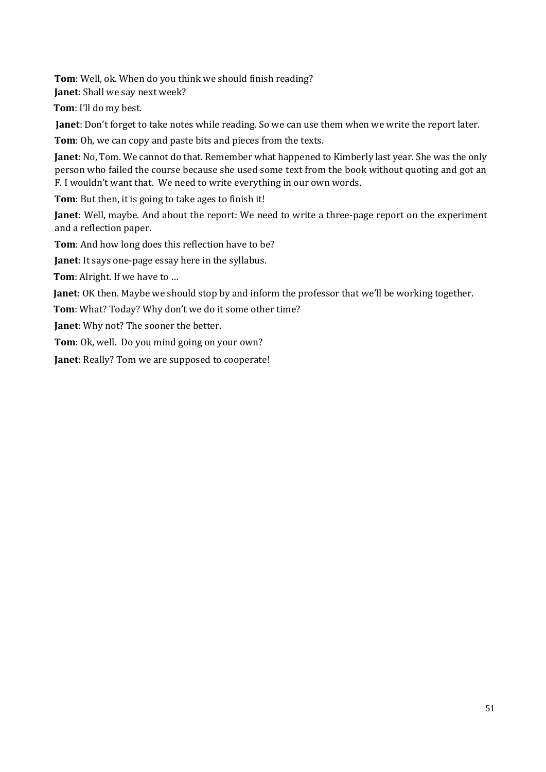**Tom**: Well, ok. When do you think we should finish reading?

**Janet**: Shall we say next week?

**Tom**: I'll do my best.

**Janet**: Don't forget to take notes while reading. So we can use them when we write the report later.

**Tom**: Oh, we can copy and paste bits and pieces from the texts.

**Janet**: No, Tom. We cannot do that. Remember what happened to Kimberly last year. She was the only person who failed the course because she used some text from the book without quoting and got an F. I wouldn't want that. We need to write everything in our own words.

**Tom**: But then, it is going to take ages to finish it!

**Janet**: Well, maybe. And about the report: We need to write a three-page report on the experiment and a reflection paper.

**Tom**: And how long does this reflection have to be?

**Janet**: It says one-page essay here in the syllabus.

**Tom**: Alright. If we have to …

**Janet**: OK then. Maybe we should stop by and inform the professor that we'll be working together.

**Tom**: What? Today? Why don't we do it some other time?

**Janet**: Why not? The sooner the better.

**Tom**: Ok, well. Do you mind going on your own?

**Janet**: Really? Tom we are supposed to cooperate!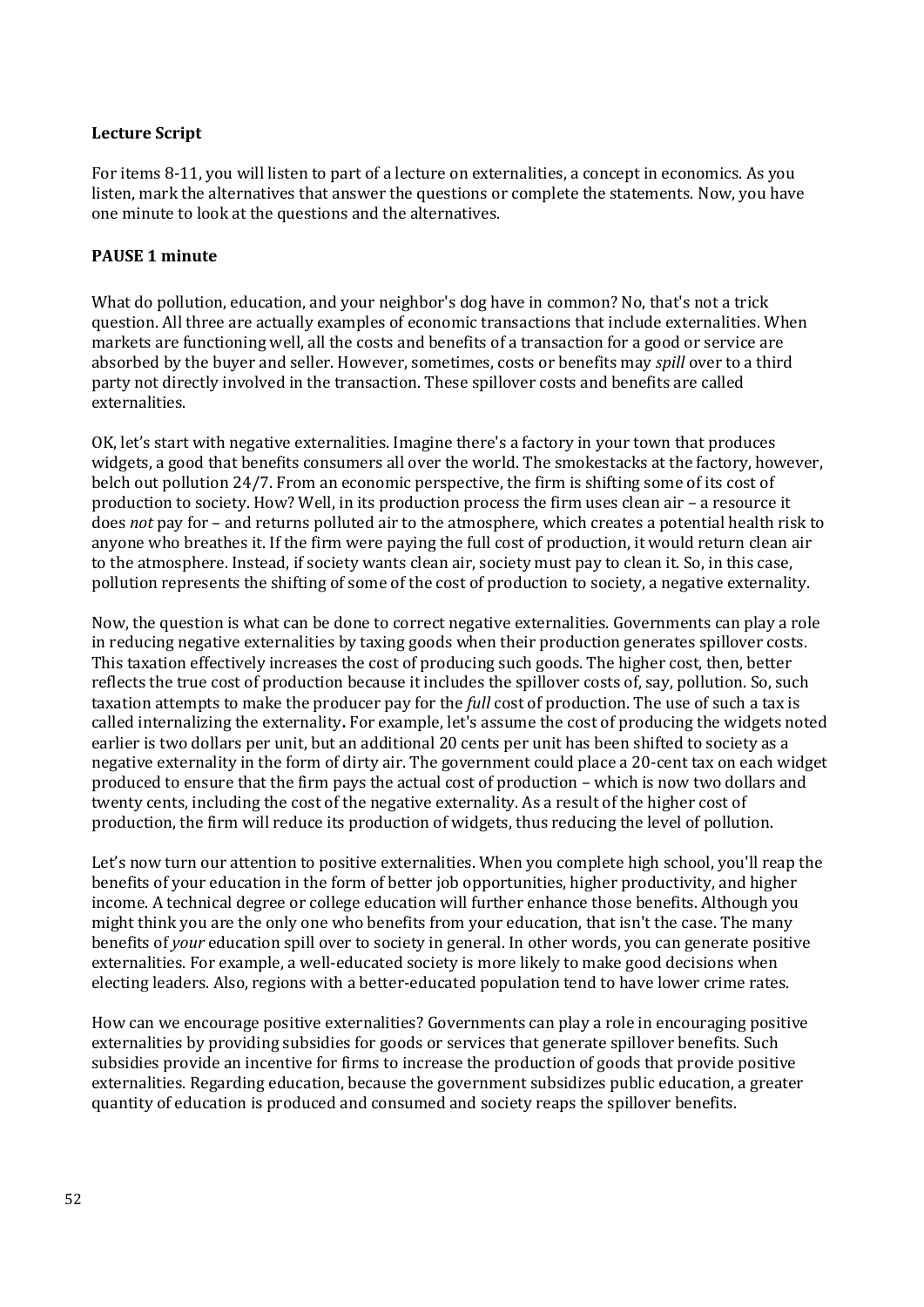**Lecture Script**

For items 8-11, you will listen to part of a lecture on externalities, a concept in economics. As you listen, mark the alternatives that answer the questions or complete the statements. Now, you have one minute to look at the questions and the alternatives.

**PAUSE 1 minute**

What do pollution, education, and your neighbor's dog have in common? No, that's not a trick question. All three are actually examples of economic transactions that include externalities. When markets are functioning well, all the costs and benefits of a transaction for a good or service are absorbed by the buyer and seller. However, sometimes, costs or benefits may *spill* over to a third party not directly involved in the transaction. These spillover costs and benefits are called externalities.

OK, let's start with negative externalities. Imagine there's a factory in your town that produces widgets, a good that benefits consumers all over the world. The smokestacks at the factory, however, belch out pollution 24/7. From an economic perspective, the firm is shifting some of its cost of production to society. How? Well, in its production process the firm uses clean air – a resource it does *not* pay for – and returns polluted air to the atmosphere, which creates a potential health risk to anyone who breathes it. If the firm were paying the full cost of production, it would return clean air to the atmosphere. Instead, if society wants clean air, society must pay to clean it. So, in this case, pollution represents the shifting of some of the cost of production to society, a negative externality.

Now, the question is what can be done to correct negative externalities. Governments can play a role in reducing negative externalities by taxing goods when their production generates spillover costs. This taxation effectively increases the cost of producing such goods. The higher cost, then, better reflects the true cost of production because it includes the spillover costs of, say, pollution. So, such taxation attempts to make the producer pay for the *full* cost of production. The use of such a tax is called internalizing the externality**.** For example, let's assume the cost of producing the widgets noted earlier is two dollars per unit, but an additional 20 cents per unit has been shifted to society as a negative externality in the form of dirty air. The government could place a 20-cent tax on each widget produced to ensure that the firm pays the actual cost of production – which is now two dollars and twenty cents, including the cost of the negative externality. As a result of the higher cost of production, the firm will reduce its production of widgets, thus reducing the level of pollution.

Let's now turn our attention to positive externalities. When you complete high school, you'll reap the benefits of your education in the form of better job opportunities, higher productivity, and higher income. A technical degree or college education will further enhance those benefits. Although you might think you are the only one who benefits from your education, that isn't the case. The many benefits of *your* education spill over to society in general. In other words, you can generate positive externalities. For example, a well-educated society is more likely to make good decisions when electing leaders. Also, regions with a better-educated population tend to have lower crime rates.

How can we encourage positive externalities? Governments can play a role in encouraging positive externalities by providing subsidies for goods or services that generate spillover benefits. Such subsidies provide an incentive for firms to increase the production of goods that provide positive externalities. Regarding education, because the government subsidizes public education, a greater quantity of education is produced and consumed and society reaps the spillover benefits.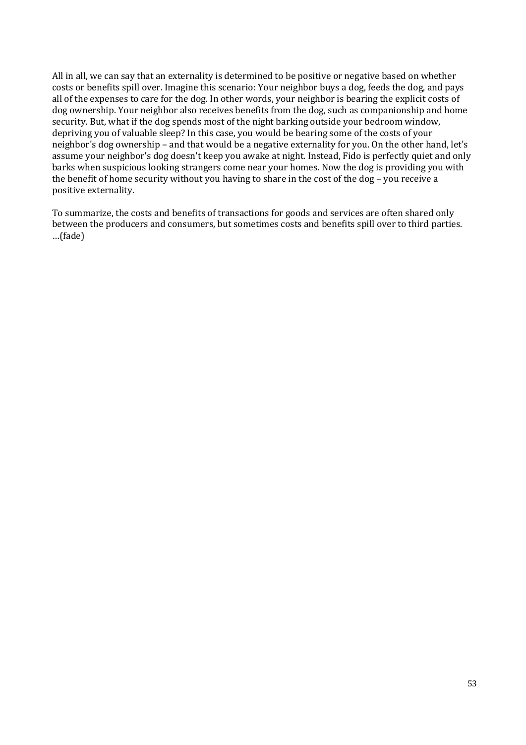All in all, we can say that an externality is determined to be positive or negative based on whether costs or benefits spill over. Imagine this scenario: Your neighbor buys a dog, feeds the dog, and pays all of the expenses to care for the dog. In other words, your neighbor is bearing the explicit costs of dog ownership. Your neighbor also receives benefits from the dog, such as companionship and home security. But, what if the dog spends most of the night barking outside your bedroom window, depriving you of valuable sleep? In this case, you would be bearing some of the costs of your neighbor's dog ownership – and that would be a negative externality for you. On the other hand, let's assume your neighbor's dog doesn't keep you awake at night. Instead, Fido is perfectly quiet and only barks when suspicious looking strangers come near your homes. Now the dog is providing you with the benefit of home security without you having to share in the cost of the dog – you receive a positive externality.

To summarize, the costs and benefits of transactions for goods and services are often shared only between the producers and consumers, but sometimes costs and benefits spill over to third parties. …(fade)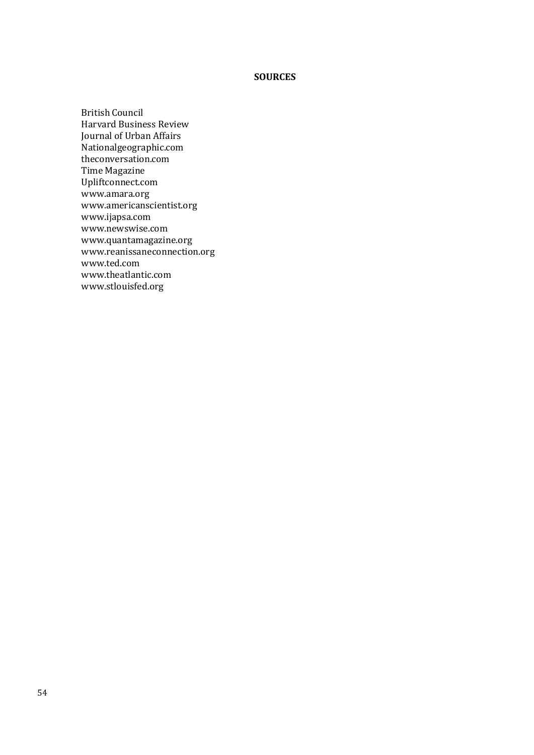**SOURCES**

British Council
Harvard Business Review
Journal of Urban Affairs
Nationalgeographic.com
theconversation.com
Time Magazine
Upliftconnect.com
www.amara.org
www.americanscientist.org
www.ijapsa.com
www.newswise.com
www.quantamagazine.org
www.reanissaneconnection.org
www.ted.com
www.theatlantic.com
www.stlouisfed.org